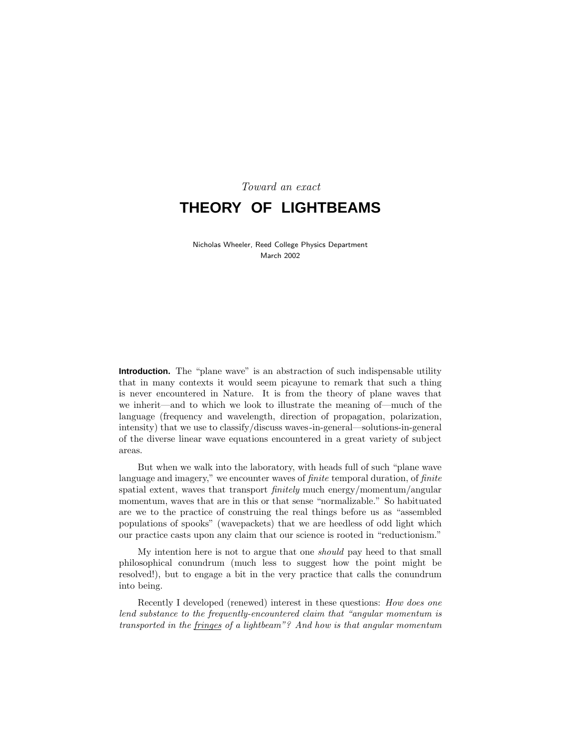*Toward an exact*

# THEORY OF LIGHTBEAMS

Nicholas Wheeler, Reed College Physics Department
March 2002

**Introduction.** The "plane wave" is an abstraction of such indispensable utility that in many contexts it would seem picayune to remark that such a thing is never encountered in Nature. It is from the theory of plane waves that we inherit—and to which we look to illustrate the meaning of—much of the language (frequency and wavelength, direction of propagation, polarization, intensity) that we use to classify/discuss waves-in-general—solutions-in-general of the diverse linear wave equations encountered in a great variety of subject areas.

But when we walk into the laboratory, with heads full of such "plane wave language and imagery," we encounter waves of *finite* temporal duration, of *finite* spatial extent, waves that transport *finitely* much energy/momentum/angular momentum, waves that are in this or that sense "normalizable." So habituated are we to the practice of construing the real things before us as "assembled populations of spooks" (wavepackets) that we are heedless of odd light which our practice casts upon any claim that our science is rooted in "reductionism."

My intention here is not to argue that one *should* pay heed to that small philosophical conundrum (much less to suggest how the point might be resolved!), but to engage a bit in the very practice that calls the conundrum into being.

Recently I developed (renewed) interest in these questions: *How does one lend substance to the frequently-encountered claim that "angular momentum is transported in the* <u>*fringes*</u> *of a lightbeam"? And how is that angular momentum*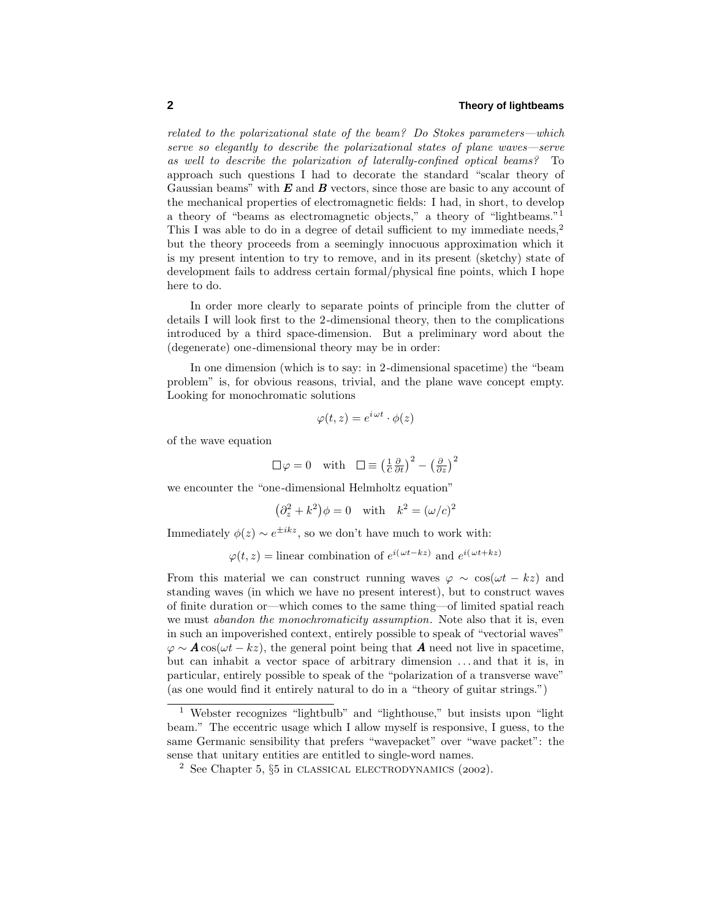*related to the polarizational state of the beam? Do Stokes parameters—which serve so elegantly to describe the polarizational states of plane waves—serve as well to describe the polarization of laterally-confined optical beams?* To approach such questions I had to decorate the standard "scalar theory of Gaussian beams" with $\boldsymbol{E}$ and $\boldsymbol{B}$ vectors, since those are basic to any account of the mechanical properties of electromagnetic fields: I had, in short, to develop a theory of "beams as electromagnetic objects," a theory of "lightbeams."[1] This I was able to do in a degree of detail sufficient to my immediate needs,[2] but the theory proceeds from a seemingly innocuous approximation which it is my present intention to try to remove, and in its present (sketchy) state of development fails to address certain formal/physical fine points, which I hope here to do.

In order more clearly to separate points of principle from the clutter of details I will look first to the 2-dimensional theory, then to the complications introduced by a third space-dimension. But a preliminary word about the (degenerate) one-dimensional theory may be in order:

In one dimension (which is to say: in 2-dimensional spacetime) the "beam problem" is, for obvious reasons, trivial, and the plane wave concept empty. Looking for monochromatic solutions

$$\varphi(t,z) = e^{i\omega t}\cdot\phi(z)$$

of the wave equation

$$\Box\varphi = 0 \quad\text{with}\quad \Box \equiv \left(\tfrac{1}{c}\tfrac{\partial}{\partial t}\right)^2 - \left(\tfrac{\partial}{\partial z}\right)^2$$

we encounter the "one-dimensional Helmholtz equation"

$$\left(\partial_z^2 + k^2\right)\phi = 0 \quad\text{with}\quad k^2 = (\omega/c)^2$$

Immediately $\phi(z) \sim e^{\pm ikz}$, so we don't have much to work with:

$$\varphi(t,z) = \text{linear combination of } e^{i(\omega t - kz)} \text{ and } e^{i(\omega t + kz)}$$

From this material we can construct running waves $\varphi \sim \cos(\omega t - kz)$ and standing waves (in which we have no present interest), but to construct waves of finite duration or—which comes to the same thing—of limited spatial reach we must *abandon the monochromaticity assumption*. Note also that it is, even in such an impoverished context, entirely possible to speak of "vectorial waves" $\varphi \sim \boldsymbol{A}\cos(\omega t - kz)$, the general point being that $\boldsymbol{A}$ need not live in spacetime, but can inhabit a vector space of arbitrary dimension ... and that it is, in particular, entirely possible to speak of the "polarization of a transverse wave" (as one would find it entirely natural to do in a "theory of guitar strings.")

---

[1] Webster recognizes "lightbulb" and "lighthouse," but insists upon "light beam." The eccentric usage which I allow myself is responsive, I guess, to the same Germanic sensibility that prefers "wavepacket" over "wave packet": the sense that unitary entities are entitled to single-word names.

[2] See Chapter 5, §5 in CLASSICAL ELECTRODYNAMICS (2002).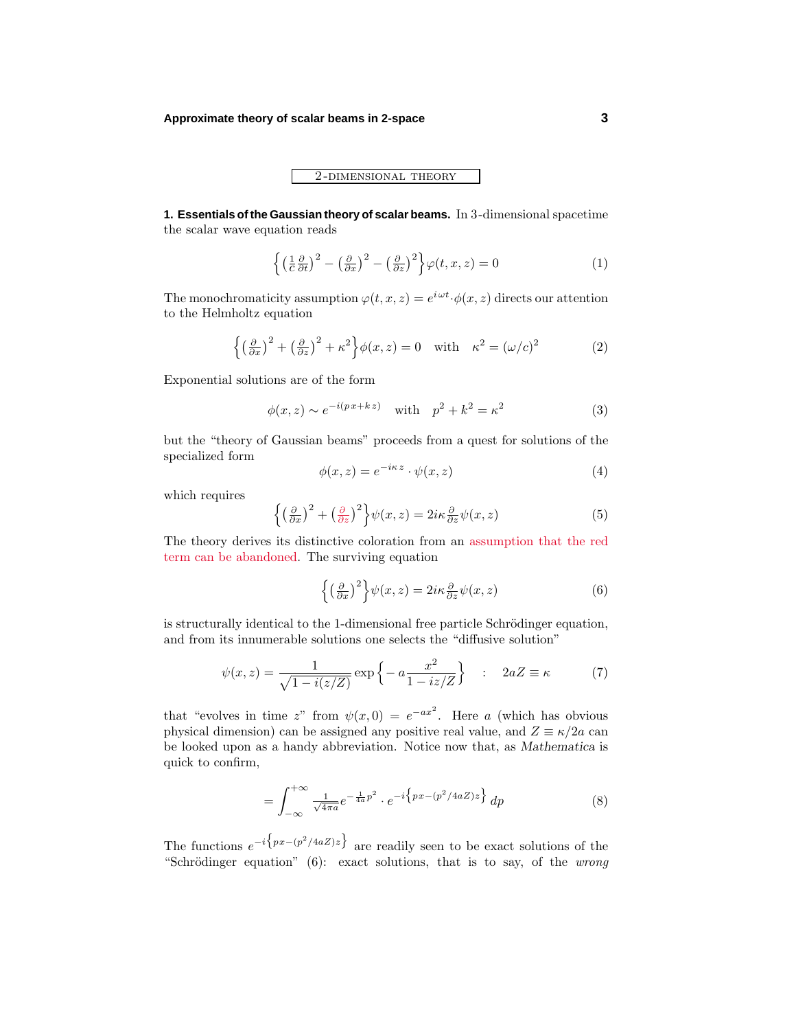## 2-DIMENSIONAL THEORY

**1. Essentials of the Gaussian theory of scalar beams.** In 3-dimensional spacetime the scalar wave equation reads

$$\Big\{\big(\tfrac{1}{c}\tfrac{\partial}{\partial t}\big)^2 - \big(\tfrac{\partial}{\partial x}\big)^2 - \big(\tfrac{\partial}{\partial z}\big)^2\Big\}\varphi(t,x,z) = 0 \tag{1}$$

The monochromaticity assumption $\varphi(t,x,z) = e^{i\omega t}\cdot\phi(x,z)$ directs our attention to the Helmholtz equation

$$\Big\{\big(\tfrac{\partial}{\partial x}\big)^2 + \big(\tfrac{\partial}{\partial z}\big)^2 + \kappa^2\Big\}\phi(x,z) = 0 \quad \text{with} \quad \kappa^2 = (\omega/c)^2 \tag{2}$$

Exponential solutions are of the form

$$\phi(x,z) \sim e^{-i(px+kz)} \quad \text{with} \quad p^2 + k^2 = \kappa^2 \tag{3}$$

but the "theory of Gaussian beams" proceeds from a quest for solutions of the specialized form

$$\phi(x,z) = e^{-i\kappa z}\cdot\psi(x,z) \tag{4}$$

which requires

$$\Big\{\big(\tfrac{\partial}{\partial x}\big)^2 + \big(\tfrac{\partial}{\partial z}\big)^2\Big\}\psi(x,z) = 2i\kappa\tfrac{\partial}{\partial z}\psi(x,z) \tag{5}$$

The theory derives its distinctive coloration from an assumption that the red term can be abandoned. The surviving equation

$$\Big\{\big(\tfrac{\partial}{\partial x}\big)^2\Big\}\psi(x,z) = 2i\kappa\tfrac{\partial}{\partial z}\psi(x,z) \tag{6}$$

is structurally identical to the 1-dimensional free particle Schrödinger equation, and from its innumerable solutions one selects the "diffusive solution"

$$\psi(x,z) = \frac{1}{\sqrt{1-i(z/Z)}}\exp\Big\{-a\frac{x^2}{1-iz/Z}\Big\} \quad : \quad 2aZ \equiv \kappa \tag{7}$$

that "evolves in time $z$" from $\psi(x,0) = e^{-ax^2}$. Here $a$ (which has obvious physical dimension) can be assigned any positive real value, and $Z \equiv \kappa/2a$ can be looked upon as a handy abbreviation. Notice now that, as *Mathematica* is quick to confirm,

$$= \int_{-\infty}^{+\infty} \tfrac{1}{\sqrt{4\pi a}}e^{-\frac{1}{4a}p^2}\cdot e^{-i\big\{px-(p^2/4aZ)z\big\}}\,dp \tag{8}$$

The functions $e^{-i\big\{px-(p^2/4aZ)z\big\}}$ are readily seen to be exact solutions of the "Schrödinger equation" (6): exact solutions, that is to say, of the *wrong*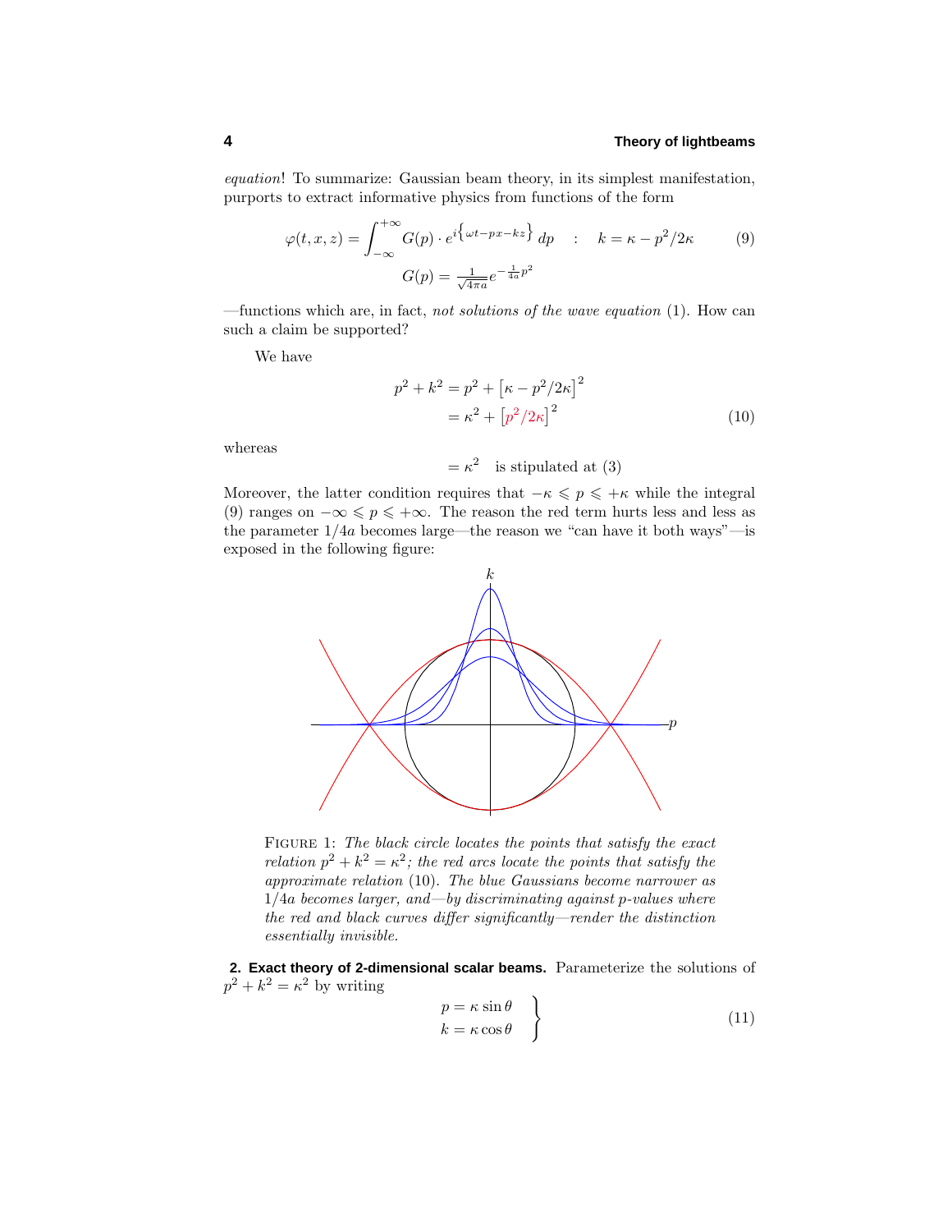*equation*! To summarize: Gaussian beam theory, in its simplest manifestation, purports to extract informative physics from functions of the form

$$\varphi(t,x,z) = \int_{-\infty}^{+\infty} G(p)\cdot e^{i\left\{\omega t - px - kz\right\}}\,dp \quad : \quad k = \kappa - p^2/2\kappa \qquad (9)$$

$$G(p) = \tfrac{1}{\sqrt{4\pi a}}e^{-\frac{1}{4a}p^2}$$

—functions which are, in fact, *not solutions of the wave equation* (1). How can such a claim be supported?

We have

$$\begin{aligned} p^2 + k^2 &= p^2 + \big[\kappa - p^2/2\kappa\big]^2 \\ &= \kappa^2 + \big[p^2/2\kappa\big]^2 \end{aligned} \qquad (10)$$

whereas

$$= \kappa^2 \quad \text{is stipulated at (3)}$$

Moreover, the latter condition requires that $-\kappa \leqslant p \leqslant +\kappa$ while the integral (9) ranges on $-\infty \leqslant p \leqslant +\infty$. The reason the red term hurts less and less as the parameter $1/4a$ becomes large—the reason we "can have it both ways"—is exposed in the following figure:

FIGURE 1: *The black circle locates the points that satisfy the exact relation $p^2 + k^2 = \kappa^2$; the red arcs locate the points that satisfy the approximate relation* (10). *The blue Gaussians become narrower as $1/4a$ becomes larger, and—by discriminating against p-values where the red and black curves differ significantly—render the distinction essentially invisible.*

**2. Exact theory of 2-dimensional scalar beams.** Parameterize the solutions of $p^2 + k^2 = \kappa^2$ by writing

$$\left.\begin{aligned} p &= \kappa \sin\theta \\ k &= \kappa \cos\theta \end{aligned}\right\} \qquad (11)$$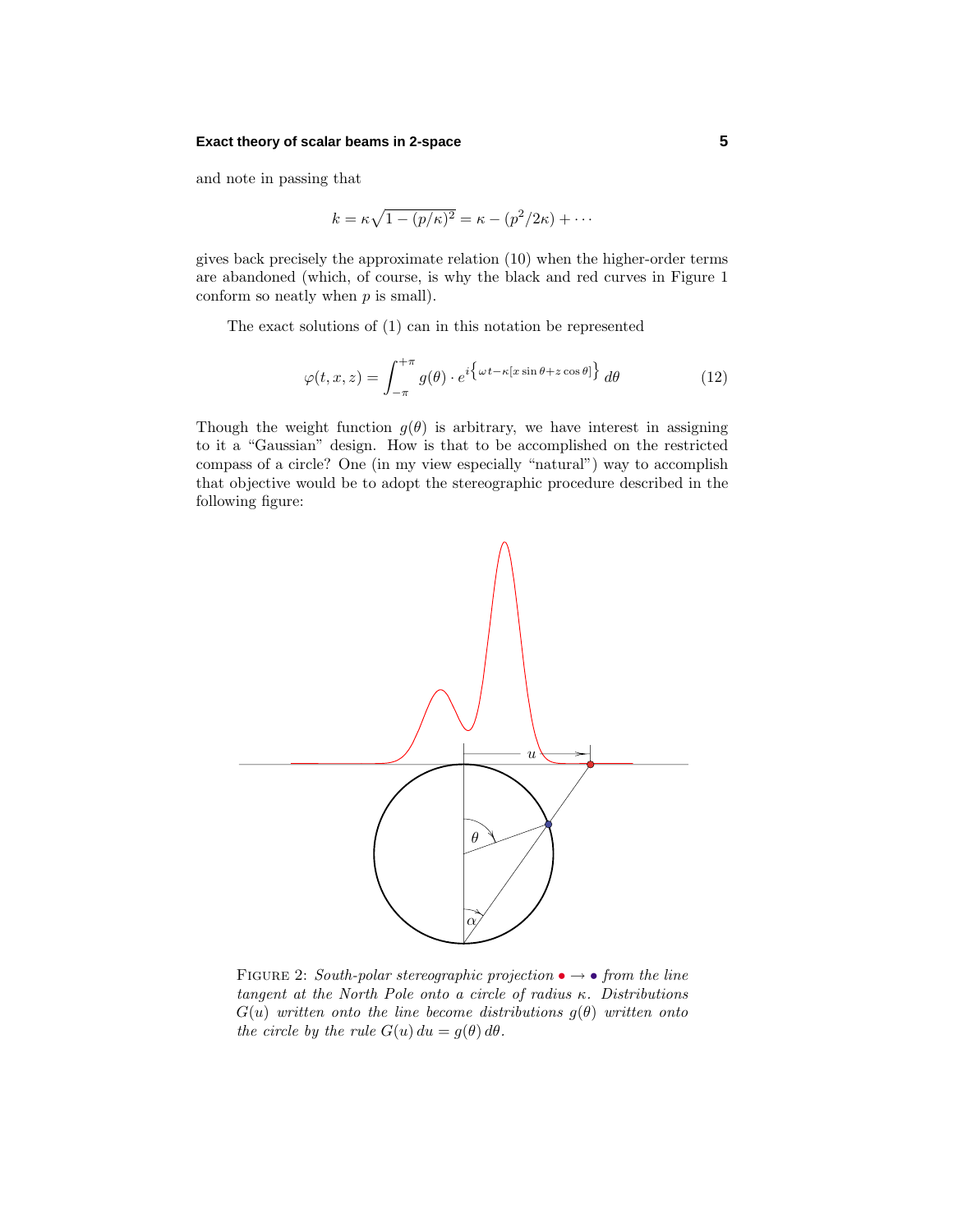and note in passing that

$$k = \kappa\sqrt{1 - (p/\kappa)^2} = \kappa - (p^2/2\kappa) + \cdots$$

gives back precisely the approximate relation (10) when the higher-order terms are abandoned (which, of course, is why the black and red curves in Figure 1 conform so neatly when $p$ is small).

The exact solutions of (1) can in this notation be represented

$$\varphi(t, x, z) = \int_{-\pi}^{+\pi} g(\theta) \cdot e^{i\left\{\omega t - \kappa[x \sin\theta + z\cos\theta]\right\}}\, d\theta \tag{12}$$

Though the weight function $g(\theta)$ is arbitrary, we have interest in assigning to it a "Gaussian" design. How is that to be accomplished on the restricted compass of a circle? One (in my view especially "natural") way to accomplish that objective would be to adopt the stereographic procedure described in the following figure:

FIGURE 2: *South-polar stereographic projection* $\bullet \to \bullet$ *from the line tangent at the North Pole onto a circle of radius* $\kappa$. *Distributions* $G(u)$ *written onto the line become distributions* $g(\theta)$ *written onto the circle by the rule* $G(u)\,du = g(\theta)\,d\theta$.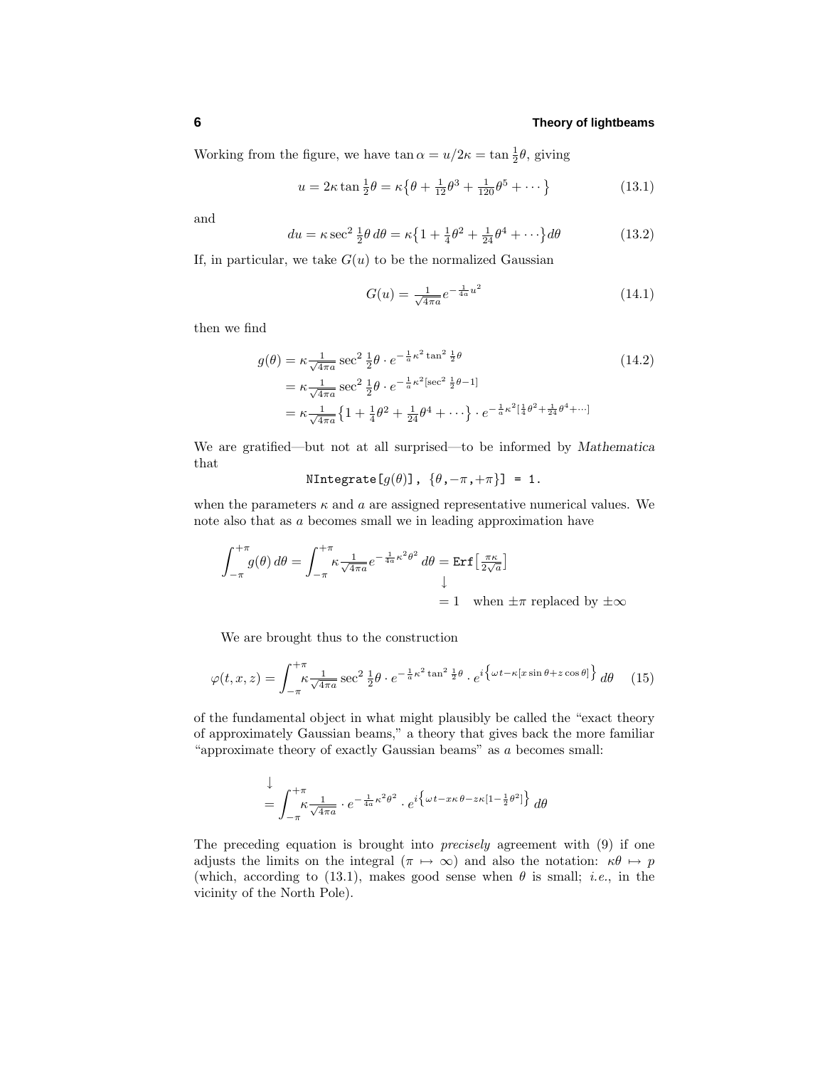Working from the figure, we have $\tan\alpha = u/2\kappa = \tan\frac{1}{2}\theta$, giving

$$u = 2\kappa\tan\tfrac{1}{2}\theta = \kappa\big\{\theta + \tfrac{1}{12}\theta^3 + \tfrac{1}{120}\theta^5 + \cdots\big\} \tag{13.1}$$

and

$$du = \kappa\sec^2\tfrac{1}{2}\theta\,d\theta = \kappa\big\{1 + \tfrac{1}{4}\theta^2 + \tfrac{1}{24}\theta^4 + \cdots\big\}d\theta \tag{13.2}$$

If, in particular, we take $G(u)$ to be the normalized Gaussian

$$G(u) = \tfrac{1}{\sqrt{4\pi a}}e^{-\frac{1}{4a}u^2} \tag{14.1}$$

then we find

$$\begin{aligned}
g(\theta) &= \kappa\tfrac{1}{\sqrt{4\pi a}}\sec^2\tfrac{1}{2}\theta\cdot e^{-\frac{1}{a}\kappa^2\tan^2\frac{1}{2}\theta} \\
&= \kappa\tfrac{1}{\sqrt{4\pi a}}\sec^2\tfrac{1}{2}\theta\cdot e^{-\frac{1}{a}\kappa^2[\sec^2\frac{1}{2}\theta - 1]} \\
&= \kappa\tfrac{1}{\sqrt{4\pi a}}\big\{1 + \tfrac{1}{4}\theta^2 + \tfrac{1}{24}\theta^4 + \cdots\big\}\cdot e^{-\frac{1}{a}\kappa^2[\frac{1}{4}\theta^2 + \frac{1}{24}\theta^4 + \cdots]}
\end{aligned} \tag{14.2}$$

We are gratified—but not at all surprised—to be informed by *Mathematica* that

```
NIntegrate[g(θ)], {θ,−π,+π}] = 1.
```

when the parameters $\kappa$ and $a$ are assigned representative numerical values. We note also that as $a$ becomes small we in leading approximation have

$$\begin{aligned}
\int_{-\pi}^{+\pi} g(\theta)\,d\theta = \int_{-\pi}^{+\pi}\kappa\tfrac{1}{\sqrt{4\pi a}}e^{-\frac{1}{4a}\kappa^2\theta^2}\,d\theta &= \texttt{Erf}\big[\tfrac{\pi\kappa}{2\sqrt{a}}\big] \\
&\downarrow \\
&= 1 \quad \text{when } \pm\pi \text{ replaced by } \pm\infty
\end{aligned}$$

We are brought thus to the construction

$$\varphi(t,x,z) = \int_{-\pi}^{+\pi}\kappa\tfrac{1}{\sqrt{4\pi a}}\sec^2\tfrac{1}{2}\theta\cdot e^{-\frac{1}{a}\kappa^2\tan^2\frac{1}{2}\theta}\cdot e^{i\left\{\omega t - \kappa[x\sin\theta + z\cos\theta]\right\}}\,d\theta \tag{15}$$

of the fundamental object in what might plausibly be called the "exact theory of approximately Gaussian beams," a theory that gives back the more familiar "approximate theory of exactly Gaussian beams" as $a$ becomes small:

$$\begin{aligned}
&\downarrow \\
&= \int_{-\pi}^{+\pi}\kappa\tfrac{1}{\sqrt{4\pi a}}\cdot e^{-\frac{1}{4a}\kappa^2\theta^2}\cdot e^{i\left\{\omega t - x\kappa\theta - z\kappa[1 - \frac{1}{2}\theta^2]\right\}}\,d\theta
\end{aligned}$$

The preceding equation is brought into *precisely* agreement with (9) if one adjusts the limits on the integral ($\pi \mapsto \infty$) and also the notation: $\kappa\theta \mapsto p$ (which, according to (13.1), makes good sense when $\theta$ is small; *i.e.*, in the vicinity of the North Pole).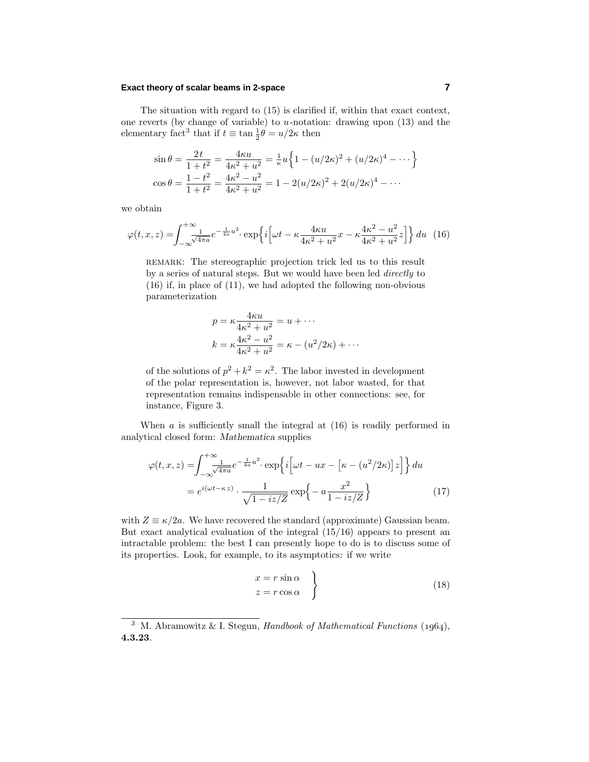The situation with regard to (15) is clarified if, within that exact context, one reverts (by change of variable) to $u$-notation: drawing upon (13) and the elementary fact[3] that if $t \equiv \tan \frac{1}{2}\theta = u/2\kappa$ then

$$\begin{aligned}
\sin\theta &= \frac{2t}{1+t^2} = \frac{4\kappa u}{4\kappa^2+u^2} = \tfrac{1}{\kappa}u\Big\{1-(u/2\kappa)^2+(u/2\kappa)^4-\cdots\Big\}\\
\cos\theta &= \frac{1-t^2}{1+t^2} = \frac{4\kappa^2-u^2}{4\kappa^2+u^2} = 1-2(u/2\kappa)^2+2(u/2\kappa)^4-\cdots
\end{aligned}$$

we obtain

$$\varphi(t,x,z) = \int_{-\infty}^{+\infty} \tfrac{1}{\sqrt{4\pi a}} e^{-\frac{1}{4a}u^2} \cdot \exp\Big\{i\Big[\omega t - \kappa\frac{4\kappa u}{4\kappa^2+u^2}x - \kappa\frac{4\kappa^2-u^2}{4\kappa^2+u^2}z\Big]\Big\}\,du \tag{16}$$

remark: The stereographic projection trick led us to this result by a series of natural steps. But we would have been led *directly* to (16) if, in place of (11), we had adopted the following non-obvious parameterization

$$\begin{aligned}
p &= \kappa\frac{4\kappa u}{4\kappa^2+u^2} = u + \cdots\\
k &= \kappa\frac{4\kappa^2-u^2}{4\kappa^2+u^2} = \kappa - (u^2/2\kappa) + \cdots
\end{aligned}$$

of the solutions of $p^2+k^2=\kappa^2$. The labor invested in development of the polar representation is, however, not labor wasted, for that representation remains indispensable in other connections: see, for instance, Figure 3.

When $a$ is sufficiently small the integral at (16) is readily performed in analytical closed form: *Mathematica* supplies

$$\begin{aligned}
\varphi(t,x,z) &= \int_{-\infty}^{+\infty} \tfrac{1}{\sqrt{4\pi a}} e^{-\frac{1}{4a}u^2} \cdot \exp\Big\{i\Big[\omega t - ux - \big[\kappa-(u^2/2\kappa)\big]z\Big]\Big\}\,du\\
&= e^{i(\omega t - \kappa z)} \cdot \frac{1}{\sqrt{1-iz/Z}}\exp\Big\{-a\frac{x^2}{1-iz/Z}\Big\}
\end{aligned} \tag{17}$$

with $Z \equiv \kappa/2a$. We have recovered the standard (approximate) Gaussian beam. But exact analytical evaluation of the integral (15/16) appears to present an intractable problem: the best I can presently hope to do is to discuss some of its properties. Look, for example, to its asymptotics: if we write

$$\left.\begin{aligned}
x &= r\sin\alpha\\
z &= r\cos\alpha
\end{aligned}\right\} \tag{18}$$

[3] M. Abramowitz & I. Stegun, *Handbook of Mathematical Functions* (1964), **4.3.23**.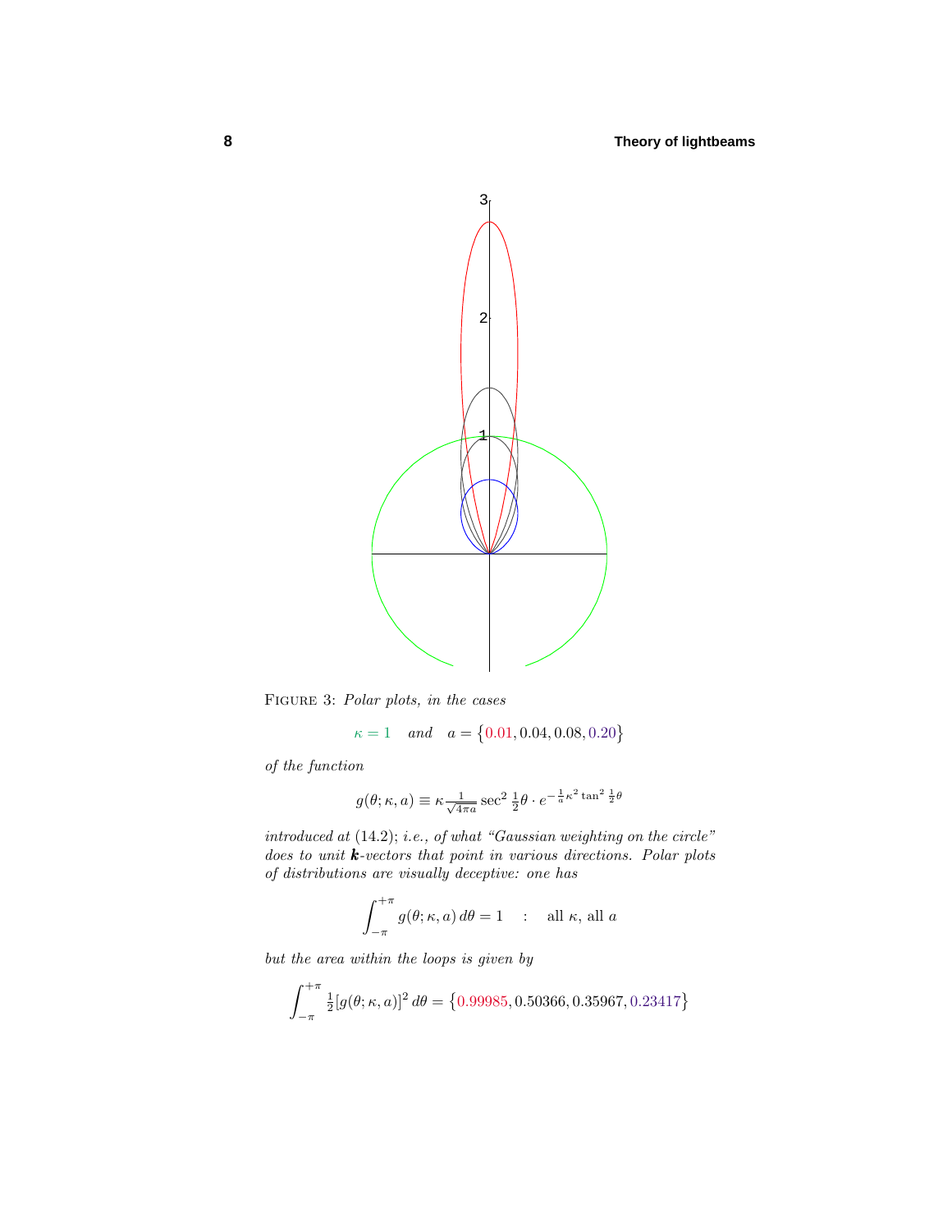FIGURE 3: *Polar plots, in the cases*

$$\kappa = 1 \quad \textit{and} \quad a = \{0.01, 0.04, 0.08, 0.20\}$$

*of the function*

$$g(\theta;\kappa,a) \equiv \kappa\tfrac{1}{\sqrt{4\pi a}}\sec^2\tfrac{1}{2}\theta\cdot e^{-\frac{1}{a}\kappa^2\tan^2\frac{1}{2}\theta}$$

*introduced at* (14.2); *i.e., of what "Gaussian weighting on the circle" does to unit* $\boldsymbol{k}$*-vectors that point in various directions. Polar plots of distributions are visually deceptive: one has*

$$\int_{-\pi}^{+\pi} g(\theta;\kappa,a)\,d\theta = 1 \quad : \quad \text{all } \kappa, \text{ all } a$$

*but the area within the loops is given by*

$$\int_{-\pi}^{+\pi} \tfrac{1}{2}[g(\theta;\kappa,a)]^2\,d\theta = \{0.99985, 0.50366, 0.35967, 0.23417\}$$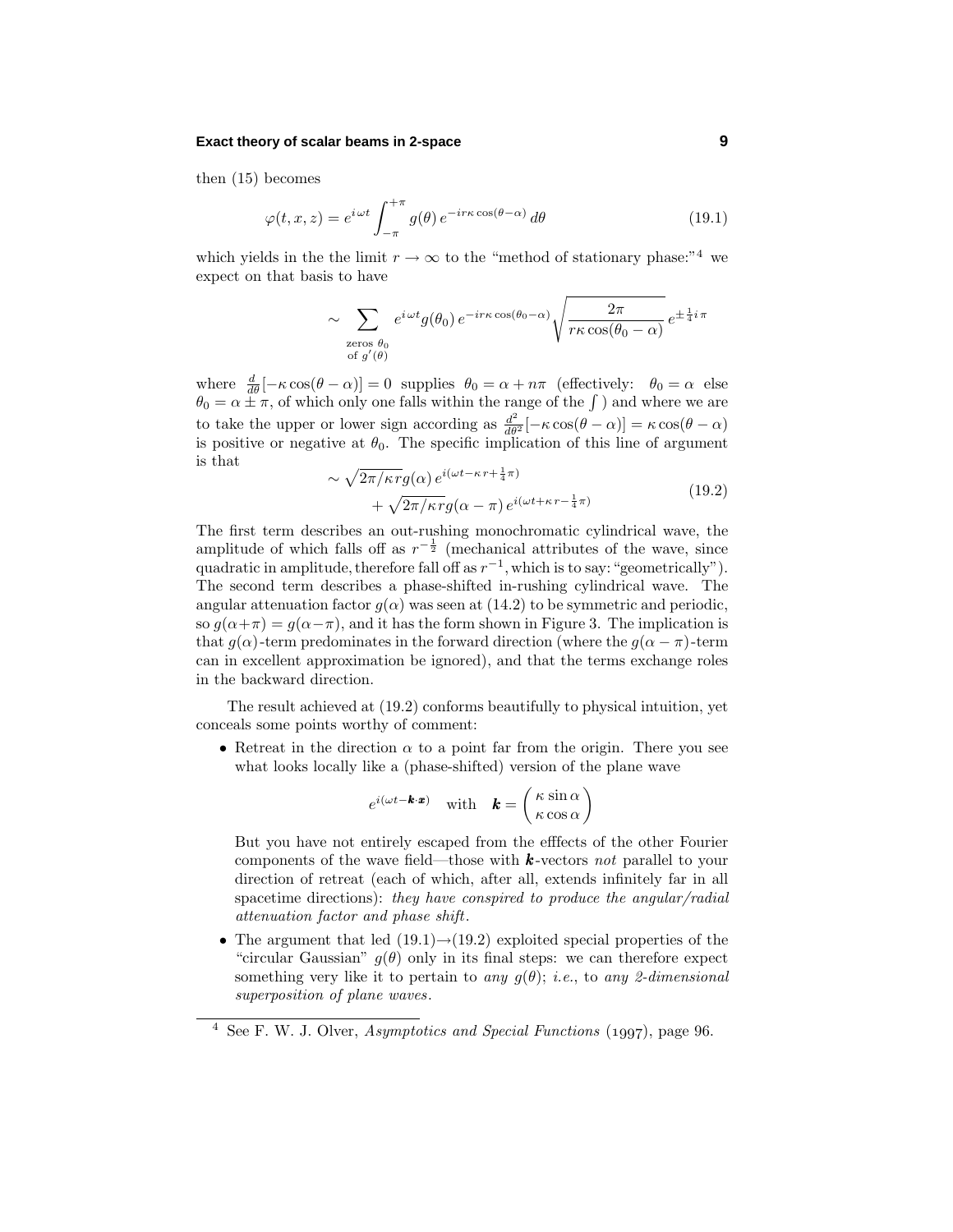then (15) becomes

$$\varphi(t,x,z) = e^{i\,\omega t}\int_{-\pi}^{+\pi} g(\theta)\, e^{-ir\kappa\cos(\theta-\alpha)}\, d\theta \tag{19.1}$$

which yields in the the limit $r \to \infty$ to the "method of stationary phase:"[4] we expect on that basis to have

$$\sim \sum_{\substack{\text{zeros } \theta_0 \\ \text{of } g'(\theta)}} e^{i\,\omega t} g(\theta_0)\, e^{-ir\kappa\cos(\theta_0-\alpha)} \sqrt{\frac{2\pi}{r\kappa\cos(\theta_0-\alpha)}}\, e^{\pm\frac{1}{4}i\,\pi}$$

where $\frac{d}{d\theta}[-\kappa\cos(\theta-\alpha)] = 0$ supplies $\theta_0 = \alpha + n\pi$ (effectively: $\theta_0 = \alpha$ else $\theta_0 = \alpha \pm \pi$, of which only one falls within the range of the $\int$ ) and where we are to take the upper or lower sign according as $\frac{d^2}{d\theta^2}[-\kappa\cos(\theta-\alpha)] = \kappa\cos(\theta-\alpha)$ is positive or negative at $\theta_0$. The specific implication of this line of argument is that

$$\begin{aligned} &\sim \sqrt{2\pi/\kappa r}\, g(\alpha)\, e^{i(\omega t - \kappa\, r + \frac{1}{4}\pi)} \\ &\quad + \sqrt{2\pi/\kappa r}\, g(\alpha-\pi)\, e^{i(\omega t + \kappa\, r - \frac{1}{4}\pi)} \end{aligned} \tag{19.2}$$

The first term describes an out-rushing monochromatic cylindrical wave, the amplitude of which falls off as $r^{-\frac{1}{2}}$ (mechanical attributes of the wave, since quadratic in amplitude, therefore fall off as $r^{-1}$, which is to say: "geometrically"). The second term describes a phase-shifted in-rushing cylindrical wave. The angular attenuation factor $g(\alpha)$ was seen at (14.2) to be symmetric and periodic, so $g(\alpha+\pi) = g(\alpha-\pi)$, and it has the form shown in Figure 3. The implication is that $g(\alpha)$-term predominates in the forward direction (where the $g(\alpha-\pi)$-term can in excellent approximation be ignored), and that the terms exchange roles in the backward direction.

The result achieved at (19.2) conforms beautifully to physical intuition, yet conceals some points worthy of comment:

- Retreat in the direction $\alpha$ to a point far from the origin. There you see what looks locally like a (phase-shifted) version of the plane wave

  $$e^{i(\omega t - \boldsymbol{k}\cdot\boldsymbol{x})} \quad \text{with} \quad \boldsymbol{k} = \begin{pmatrix} \kappa\sin\alpha \\ \kappa\cos\alpha \end{pmatrix}$$

  But you have not entirely escaped from the efffects of the other Fourier components of the wave field—those with $\boldsymbol{k}$-vectors *not* parallel to your direction of retreat (each of which, after all, extends infinitely far in all spacetime directions): *they have conspired to produce the angular/radial attenuation factor and phase shift.*

- The argument that led (19.1)→(19.2) exploited special properties of the "circular Gaussian" $g(\theta)$ only in its final steps: we can therefore expect something very like it to pertain to *any* $g(\theta)$; *i.e.*, to *any 2-dimensional superposition of plane waves.*

---

[4] See F. W. J. Olver, *Asymptotics and Special Functions* (1997), page 96.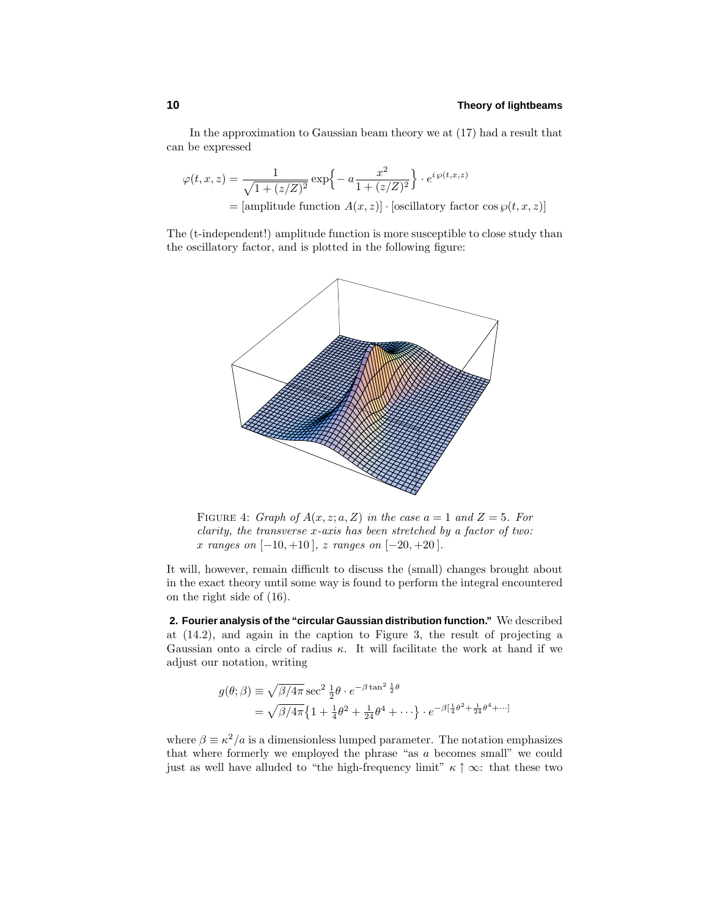In the approximation to Gaussian beam theory we at (17) had a result that can be expressed

$$\varphi(t,x,z) = \frac{1}{\sqrt{1+(z/Z)^2}}\exp\Big\{-a\frac{x^2}{1+(z/Z)^2}\Big\}\cdot e^{i\wp(t,x,z)}$$

$$= [\text{amplitude function } A(x,z)]\cdot[\text{oscillatory factor } \cos\wp(t,x,z)]$$

The (t-independent!) amplitude function is more susceptible to close study than the oscillatory factor, and is plotted in the following figure:

FIGURE 4: *Graph of $A(x,z;a,Z)$ in the case $a=1$ and $Z=5$. For clarity, the transverse $x$-axis has been stretched by a factor of two: $x$ ranges on $[-10,+10\,]$, $z$ ranges on $[-20,+20\,]$.*

It will, however, remain difficult to discuss the (small) changes brought about in the exact theory until some way is found to perform the integral encountered on the right side of (16).

**2. Fourier analysis of the "circular Gaussian distribution function."** We described at (14.2), and again in the caption to Figure 3, the result of projecting a Gaussian onto a circle of radius $\kappa$. It will facilitate the work at hand if we adjust our notation, writing

$$g(\theta;\beta) \equiv \sqrt{\beta/4\pi}\,\sec^2\tfrac{1}{2}\theta\cdot e^{-\beta\tan^2\frac{1}{2}\theta}$$

$$= \sqrt{\beta/4\pi}\big\{1+\tfrac{1}{4}\theta^2+\tfrac{1}{24}\theta^4+\cdots\big\}\cdot e^{-\beta[\frac{1}{4}\theta^2+\frac{1}{24}\theta^4+\cdots]}$$

where $\beta\equiv\kappa^2/a$ is a dimensionless lumped parameter. The notation emphasizes that where formerly we employed the phrase "as $a$ becomes small" we could just as well have alluded to "the high-frequency limit" $\kappa\uparrow\infty$: that these two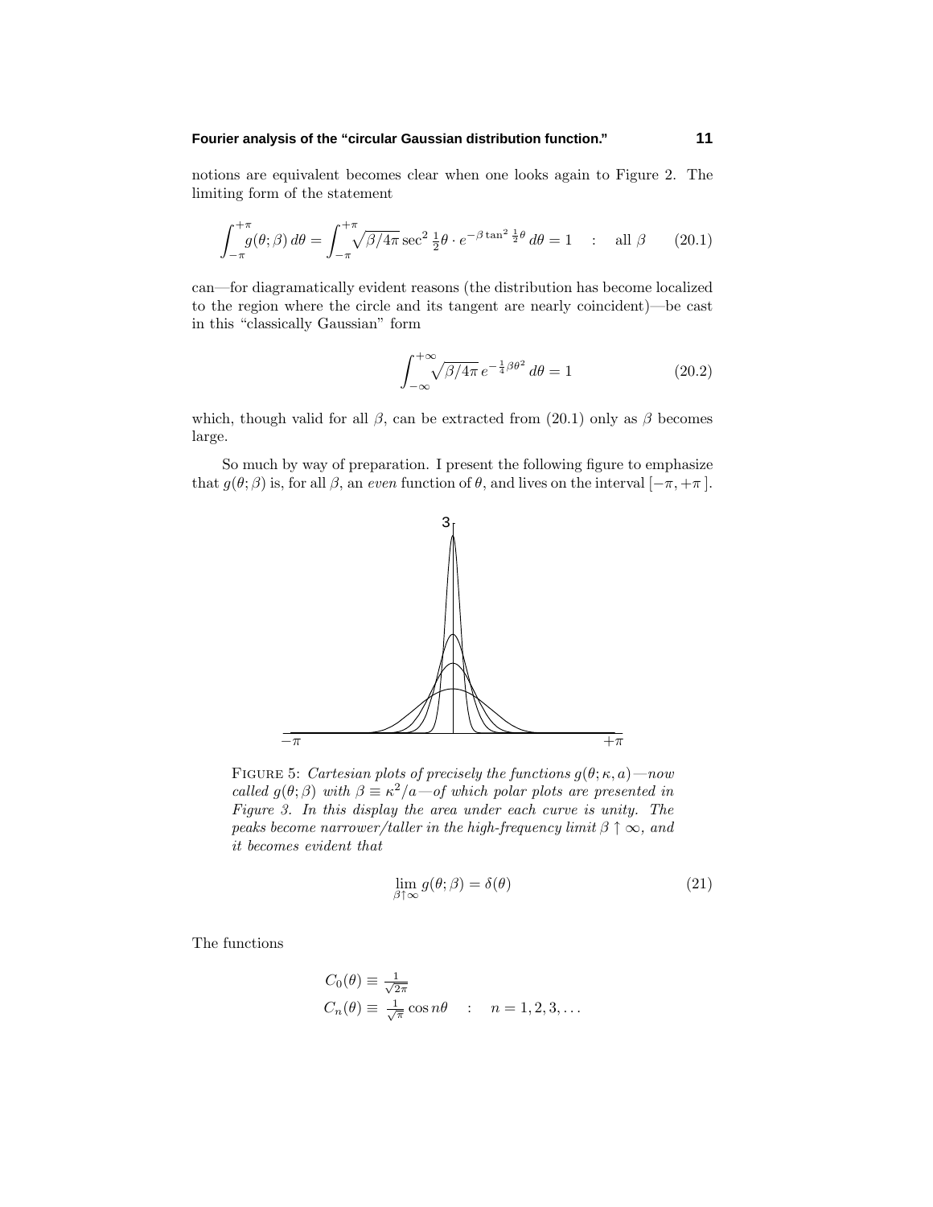notions are equivalent becomes clear when one looks again to Figure 2. The limiting form of the statement

$$\int_{-\pi}^{+\pi} g(\theta;\beta)\,d\theta = \int_{-\pi}^{+\pi} \sqrt{\beta/4\pi}\,\sec^2 \tfrac{1}{2}\theta \cdot e^{-\beta \tan^2 \frac{1}{2}\theta}\,d\theta = 1 \quad : \quad \text{all } \beta \tag{20.1}$$

can—for diagramatically evident reasons (the distribution has become localized to the region where the circle and its tangent are nearly coincident)—be cast in this "classically Gaussian" form

$$\int_{-\infty}^{+\infty} \sqrt{\beta/4\pi}\, e^{-\frac{1}{4}\beta\theta^2}\,d\theta = 1 \tag{20.2}$$

which, though valid for all $\beta$, can be extracted from (20.1) only as $\beta$ becomes large.

So much by way of preparation. I present the following figure to emphasize that $g(\theta;\beta)$ is, for all $\beta$, an *even* function of $\theta$, and lives on the interval $[-\pi, +\pi\,]$.

FIGURE 5: *Cartesian plots of precisely the functions $g(\theta;\kappa,a)$—now called $g(\theta;\beta)$ with $\beta \equiv \kappa^2/a$—of which polar plots are presented in Figure 3. In this display the area under each curve is unity. The peaks become narrower/taller in the high-frequency limit $\beta \uparrow \infty$, and it becomes evident that*

$$\lim_{\beta\uparrow\infty} g(\theta;\beta) = \delta(\theta) \tag{21}$$

The functions

$$C_0(\theta) \equiv \tfrac{1}{\sqrt{2\pi}}$$
$$C_n(\theta) \equiv \tfrac{1}{\sqrt{\pi}}\cos n\theta \quad : \quad n = 1, 2, 3, \ldots$$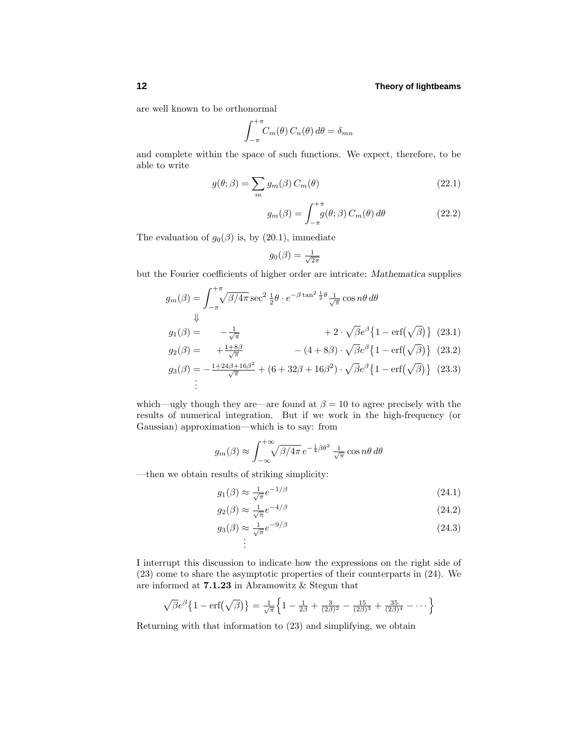are well known to be orthonormal

$$\int_{-\pi}^{+\pi} C_m(\theta)\, C_n(\theta)\, d\theta = \delta_{mn}$$

and complete within the space of such functions. We expect, therefore, to be able to write

$$g(\theta;\beta) = \sum_m g_m(\beta)\, C_m(\theta) \tag{22.1}$$

$$g_m(\beta) = \int_{-\pi}^{+\pi} g(\theta;\beta)\, C_m(\theta)\, d\theta \tag{22.2}$$

The evaluation of $g_0(\beta)$ is, by (20.1), immediate

$$g_0(\beta) = \tfrac{1}{\sqrt{2\pi}}$$

but the Fourier coefficients of higher order are intricate: *Mathematica* supplies

$$g_m(\beta) = \int_{-\pi}^{+\pi} \sqrt{\beta/4\pi}\, \sec^2 \tfrac{1}{2}\theta \cdot e^{-\beta \tan^2 \frac{1}{2}\theta}\, \tfrac{1}{\sqrt{\pi}} \cos n\theta\, d\theta$$

$$\Downarrow$$

$$g_1(\beta) = \quad -\tfrac{1}{\sqrt{\pi}} \qquad\qquad + 2\cdot \sqrt{\beta} e^{\beta}\big\{1 - \text{erf}\big(\sqrt{\beta}\big)\big\} \tag{23.1}$$

$$g_2(\beta) = \quad +\tfrac{1+8\beta}{\sqrt{\pi}} \qquad\qquad - (4+8\beta)\cdot \sqrt{\beta} e^{\beta}\big\{1 - \text{erf}\big(\sqrt{\beta}\big)\big\} \tag{23.2}$$

$$g_3(\beta) = -\tfrac{1+24\beta+16\beta^2}{\sqrt{\pi}} + (6+32\beta+16\beta^2)\cdot \sqrt{\beta} e^{\beta}\big\{1 - \text{erf}\big(\sqrt{\beta}\big)\big\} \tag{23.3}$$

$$\vdots$$

which—ugly though they are—are found at $\beta = 10$ to agree precisely with the results of numerical integration. But if we work in the high-frequency (or Gaussian) approximation—which is to say: from

$$g_m(\beta) \approx \int_{-\infty}^{+\infty} \sqrt{\beta/4\pi}\, e^{-\frac{1}{4}\beta\theta^2}\, \tfrac{1}{\sqrt{\pi}} \cos n\theta\, d\theta$$

—then we obtain results of striking simplicity:

$$g_1(\beta) \approx \tfrac{1}{\sqrt{\pi}} e^{-1/\beta} \tag{24.1}$$

$$g_2(\beta) \approx \tfrac{1}{\sqrt{\pi}} e^{-4/\beta} \tag{24.2}$$

$$g_3(\beta) \approx \tfrac{1}{\sqrt{\pi}} e^{-9/\beta} \tag{24.3}$$

$$\vdots$$

I interrupt this discussion to indicate how the expressions on the right side of (23) come to share the asymptotic properties of their counterparts in (24). We are informed at **7.1.23** in Abramowitz & Stegun that

$$\sqrt{\beta} e^{\beta}\big\{1 - \text{erf}\big(\sqrt{\beta}\big)\big\} = \tfrac{1}{\sqrt{\pi}}\Big\{1 - \tfrac{1}{2\beta} + \tfrac{3}{(2\beta)^2} - \tfrac{15}{(2\beta)^3} + \tfrac{35}{(2\beta)^4} - \cdots\Big\}$$

Returning with that information to (23) and simplifying, we obtain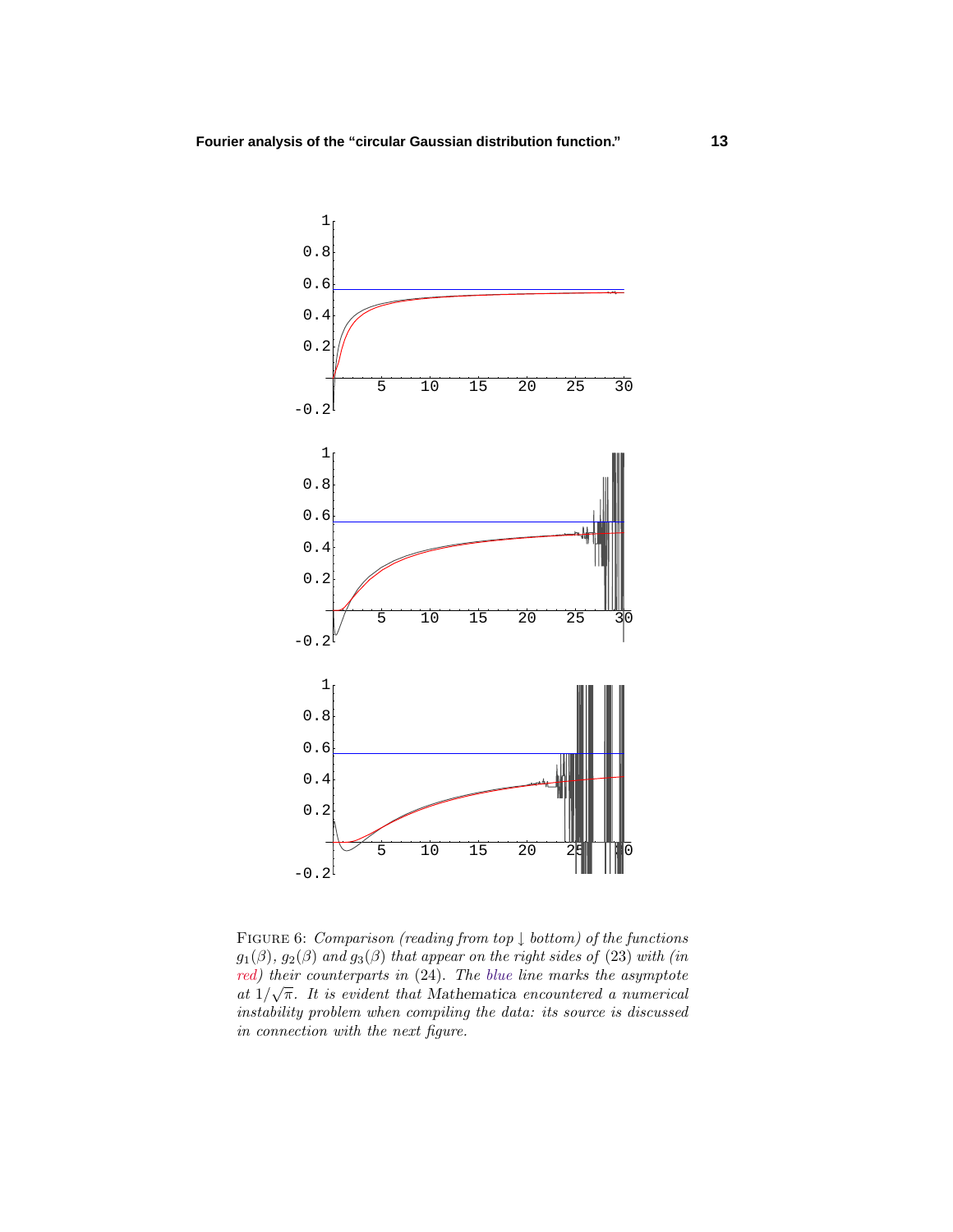FIGURE 6: *Comparison (reading from top ↓ bottom) of the functions $g_1(\beta)$, $g_2(\beta)$ and $g_3(\beta)$ that appear on the right sides of* (23) *with (in red) their counterparts in* (24). *The blue line marks the asymptote at $1/\sqrt{\pi}$. It is evident that Mathematica encountered a numerical instability problem when compiling the data: its source is discussed in connection with the next figure.*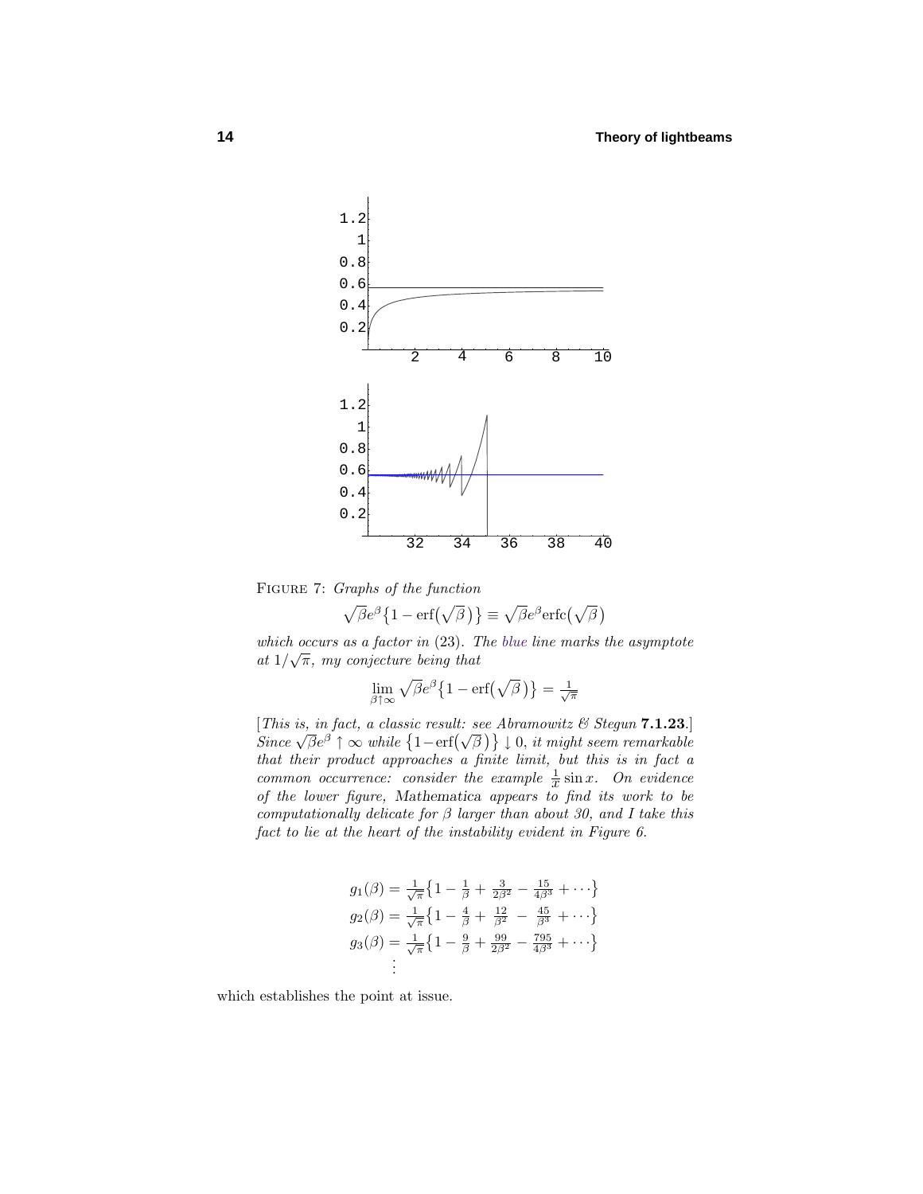FIGURE 7: *Graphs of the function*

$$\sqrt{\beta}e^{\beta}\big\{1-\text{erf}\big(\sqrt{\beta}\,\big)\big\} \equiv \sqrt{\beta}e^{\beta}\text{erfc}\big(\sqrt{\beta}\,\big)$$

*which occurs as a factor in* (23)*. The blue line marks the asymptote at* $1/\sqrt{\pi}$*, my conjecture being that*

$$\lim_{\beta\uparrow\infty}\sqrt{\beta}e^{\beta}\big\{1-\text{erf}\big(\sqrt{\beta}\,\big)\big\} = \tfrac{1}{\sqrt{\pi}}$$

[*This is, in fact, a classic result: see Abramowitz & Stegun* **7.1.23**.] *Since* $\sqrt{\beta}e^{\beta}\uparrow\infty$ *while* $\big\{1-\text{erf}\big(\sqrt{\beta}\,\big)\big\}\downarrow 0$*, it might seem remarkable that their product approaches a finite limit, but this is in fact a common occurrence: consider the example* $\frac{1}{x}\sin x$*. On evidence of the lower figure,* Mathematica *appears to find its work to be computationally delicate for* $\beta$ *larger than about 30, and I take this fact to lie at the heart of the instability evident in Figure 6.*

$$\begin{aligned}
g_1(\beta) &= \tfrac{1}{\sqrt{\pi}}\big\{1-\tfrac{1}{\beta}+\tfrac{3}{2\beta^2}-\tfrac{15}{4\beta^3}+\cdots\big\}\\
g_2(\beta) &= \tfrac{1}{\sqrt{\pi}}\big\{1-\tfrac{4}{\beta}+\tfrac{12}{\beta^2}-\tfrac{45}{\beta^3}+\cdots\big\}\\
g_3(\beta) &= \tfrac{1}{\sqrt{\pi}}\big\{1-\tfrac{9}{\beta}+\tfrac{99}{2\beta^2}-\tfrac{795}{4\beta^3}+\cdots\big\}\\
&\;\;\vdots
\end{aligned}$$

which establishes the point at issue.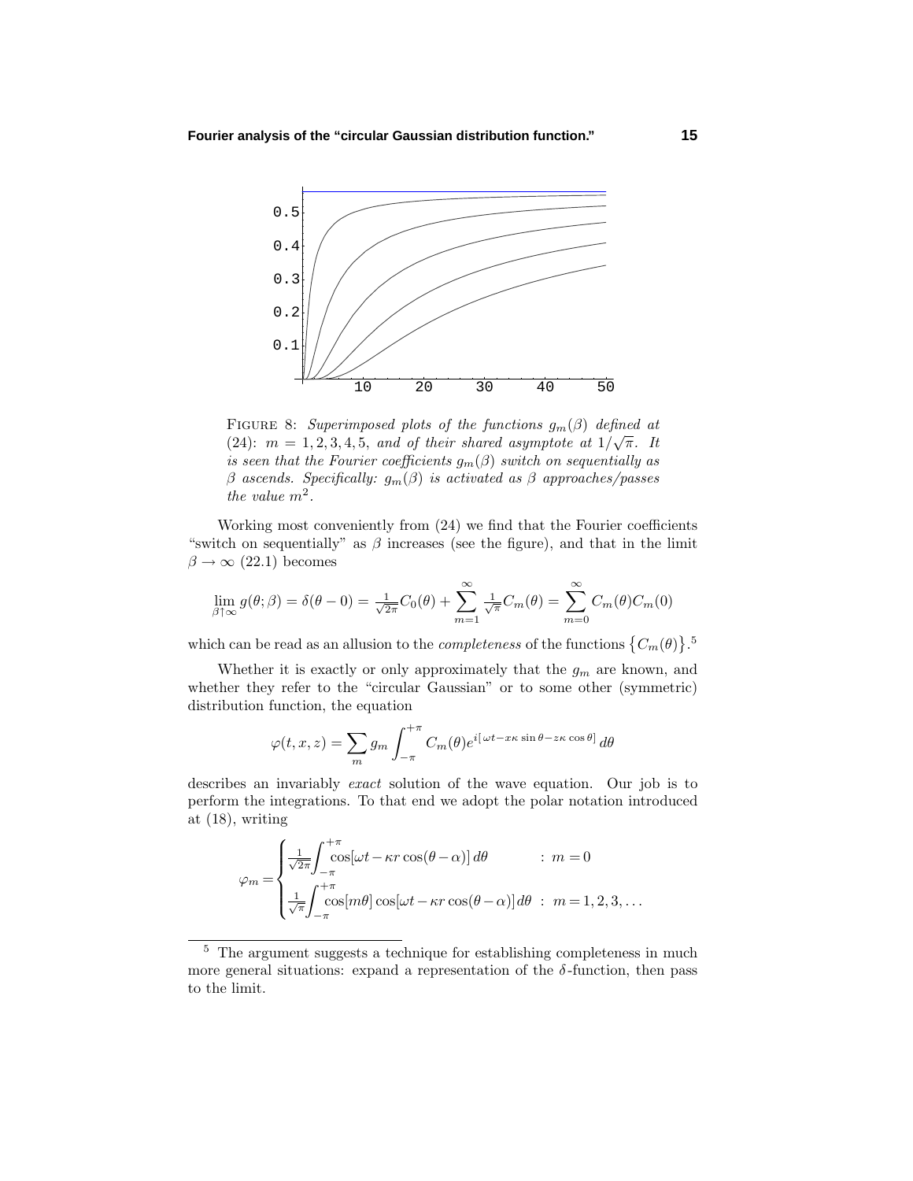FIGURE 8: *Superimposed plots of the functions $g_m(\beta)$ defined at (24): $m = 1, 2, 3, 4, 5$, and of their shared asymptote at $1/\sqrt{\pi}$. It is seen that the Fourier coefficients $g_m(\beta)$ switch on sequentially as $\beta$ ascends. Specifically: $g_m(\beta)$ is activated as $\beta$ approaches/passes the value $m^2$.*

Working most conveniently from (24) we find that the Fourier coefficients "switch on sequentially" as $\beta$ increases (see the figure), and that in the limit $\beta \to \infty$ (22.1) becomes

$$\lim_{\beta\uparrow\infty} g(\theta;\beta) = \delta(\theta - 0) = \tfrac{1}{\sqrt{2\pi}}C_0(\theta) + \sum_{m=1}^{\infty} \tfrac{1}{\sqrt{\pi}}C_m(\theta) = \sum_{m=0}^{\infty} C_m(\theta)C_m(0)$$

which can be read as an allusion to the *completeness* of the functions $\{C_m(\theta)\}$.[5]

Whether it is exactly or only approximately that the $g_m$ are known, and whether they refer to the "circular Gaussian" or to some other (symmetric) distribution function, the equation

$$\varphi(t, x, z) = \sum_m g_m \int_{-\pi}^{+\pi} C_m(\theta) e^{i[\,\omega t - x\kappa \sin\theta - z\kappa \cos\theta]}\, d\theta$$

describes an invariably *exact* solution of the wave equation. Our job is to perform the integrations. To that end we adopt the polar notation introduced at (18), writing

$$\varphi_m = \begin{cases} \frac{1}{\sqrt{2\pi}}\displaystyle\int_{-\pi}^{+\pi} \cos[\omega t - \kappa r \cos(\theta - \alpha)]\, d\theta & : \ m = 0 \\ \frac{1}{\sqrt{\pi}}\displaystyle\int_{-\pi}^{+\pi} \cos[m\theta] \cos[\omega t - \kappa r \cos(\theta - \alpha)]\, d\theta & : \ m = 1, 2, 3, \ldots \end{cases}$$

[5] The argument suggests a technique for establishing completeness in much more general situations: expand a representation of the $\delta$-function, then pass to the limit.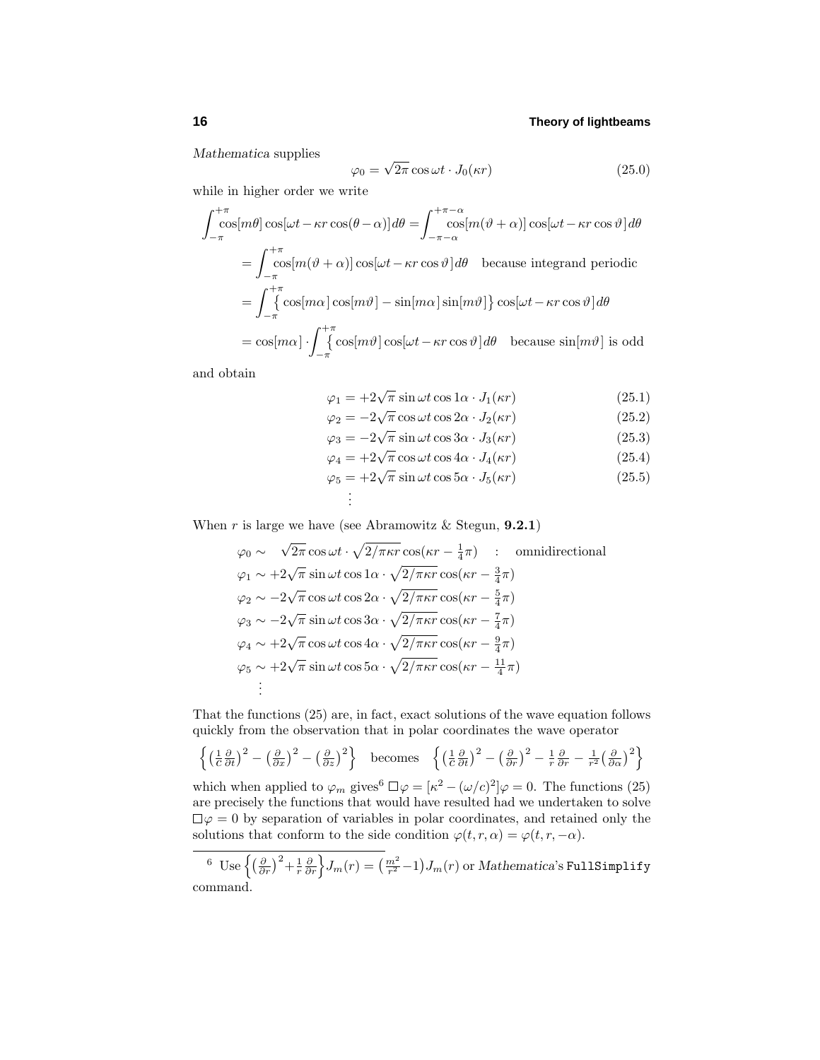*Mathematica* supplies

$$\varphi_0 = \sqrt{2\pi}\cos\omega t \cdot J_0(\kappa r) \tag{25.0}$$

while in higher order we write

$$\begin{aligned}
\int_{-\pi}^{+\pi}\cos[m\theta]\cos[\omega t - \kappa r\cos(\theta-\alpha)]\,d\theta &= \int_{-\pi-\alpha}^{+\pi-\alpha}\cos[m(\vartheta+\alpha)]\cos[\omega t - \kappa r\cos\vartheta]\,d\theta \\
&= \int_{-\pi}^{+\pi}\cos[m(\vartheta+\alpha)]\cos[\omega t - \kappa r\cos\vartheta]\,d\theta \quad \text{because integrand periodic} \\
&= \int_{-\pi}^{+\pi}\big\{\cos[m\alpha]\cos[m\vartheta] - \sin[m\alpha]\sin[m\vartheta]\big\}\cos[\omega t - \kappa r\cos\vartheta]\,d\theta \\
&= \cos[m\alpha]\cdot\int_{-\pi}^{+\pi}\big\{\cos[m\vartheta]\cos[\omega t - \kappa r\cos\vartheta]\,d\theta \quad \text{because } \sin[m\vartheta] \text{ is odd}
\end{aligned}$$

and obtain

$$\varphi_1 = +2\sqrt{\pi}\sin\omega t\cos 1\alpha \cdot J_1(\kappa r) \tag{25.1}$$

$$\varphi_2 = -2\sqrt{\pi}\cos\omega t\cos 2\alpha \cdot J_2(\kappa r) \tag{25.2}$$

$$\varphi_3 = -2\sqrt{\pi}\sin\omega t\cos 3\alpha \cdot J_3(\kappa r) \tag{25.3}$$

$$\varphi_4 = +2\sqrt{\pi}\cos\omega t\cos 4\alpha \cdot J_4(\kappa r) \tag{25.4}$$

$$\varphi_5 = +2\sqrt{\pi}\sin\omega t\cos 5\alpha \cdot J_5(\kappa r) \tag{25.5}$$

$$\vdots$$

When $r$ is large we have (see Abramowitz & Stegun, **9.2.1**)

$$\begin{aligned}
\varphi_0 &\sim \quad \sqrt{2\pi}\cos\omega t \cdot \sqrt{2/\pi\kappa r}\cos(\kappa r - \tfrac{1}{4}\pi) \quad : \quad \text{omnidirectional} \\
\varphi_1 &\sim +2\sqrt{\pi}\sin\omega t\cos 1\alpha \cdot \sqrt{2/\pi\kappa r}\cos(\kappa r - \tfrac{3}{4}\pi) \\
\varphi_2 &\sim -2\sqrt{\pi}\cos\omega t\cos 2\alpha \cdot \sqrt{2/\pi\kappa r}\cos(\kappa r - \tfrac{5}{4}\pi) \\
\varphi_3 &\sim -2\sqrt{\pi}\sin\omega t\cos 3\alpha \cdot \sqrt{2/\pi\kappa r}\cos(\kappa r - \tfrac{7}{4}\pi) \\
\varphi_4 &\sim +2\sqrt{\pi}\cos\omega t\cos 4\alpha \cdot \sqrt{2/\pi\kappa r}\cos(\kappa r - \tfrac{9}{4}\pi) \\
\varphi_5 &\sim +2\sqrt{\pi}\sin\omega t\cos 5\alpha \cdot \sqrt{2/\pi\kappa r}\cos(\kappa r - \tfrac{11}{4}\pi) \\
&\vdots
\end{aligned}$$

That the functions (25) are, in fact, exact solutions of the wave equation follows quickly from the observation that in polar coordinates the wave operator

$$\Big\{\big(\tfrac{1}{C}\tfrac{\partial}{\partial t}\big)^2 - \big(\tfrac{\partial}{\partial x}\big)^2 - \big(\tfrac{\partial}{\partial z}\big)^2\Big\} \quad \text{becomes} \quad \Big\{\big(\tfrac{1}{C}\tfrac{\partial}{\partial t}\big)^2 - \big(\tfrac{\partial}{\partial r}\big)^2 - \tfrac{1}{r}\tfrac{\partial}{\partial r} - \tfrac{1}{r^2}\big(\tfrac{\partial}{\partial \alpha}\big)^2\Big\}$$

which when applied to $\varphi_m$ gives[6] $\Box\varphi = [\kappa^2 - (\omega/c)^2]\varphi = 0$. The functions (25) are precisely the functions that would have resulted had we undertaken to solve $\Box\varphi = 0$ by separation of variables in polar coordinates, and retained only the solutions that conform to the side condition $\varphi(t, r, \alpha) = \varphi(t, r, -\alpha)$.

---

[6] Use $\Big\{\big(\tfrac{\partial}{\partial r}\big)^2 + \tfrac{1}{r}\tfrac{\partial}{\partial r}\Big\}J_m(r) = \big(\tfrac{m^2}{r^2} - 1\big)J_m(r)$ or *Mathematica*'s `FullSimplify` command.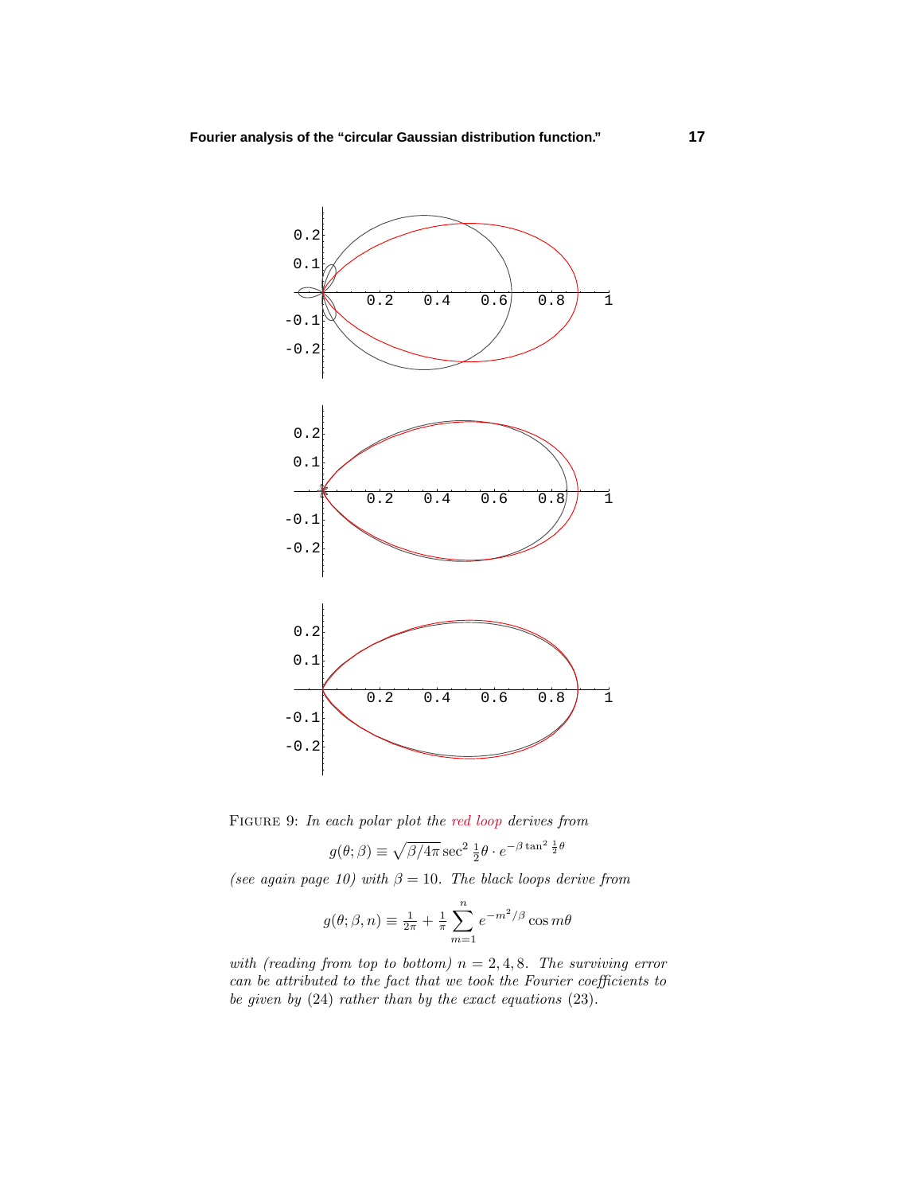FIGURE 9: *In each polar plot the red loop derives from*

$$g(\theta;\beta) \equiv \sqrt{\beta/4\pi}\sec^2 \tfrac{1}{2}\theta \cdot e^{-\beta\tan^2 \frac{1}{2}\theta}$$

*(see again page 10) with* $\beta = 10$. *The black loops derive from*

$$g(\theta;\beta,n) \equiv \tfrac{1}{2\pi} + \tfrac{1}{\pi}\sum_{m=1}^{n} e^{-m^2/\beta}\cos m\theta$$

*with (reading from top to bottom)* $n = 2, 4, 8$. *The surviving error can be attributed to the fact that we took the Fourier coefficients to be given by* (24) *rather than by the exact equations* (23).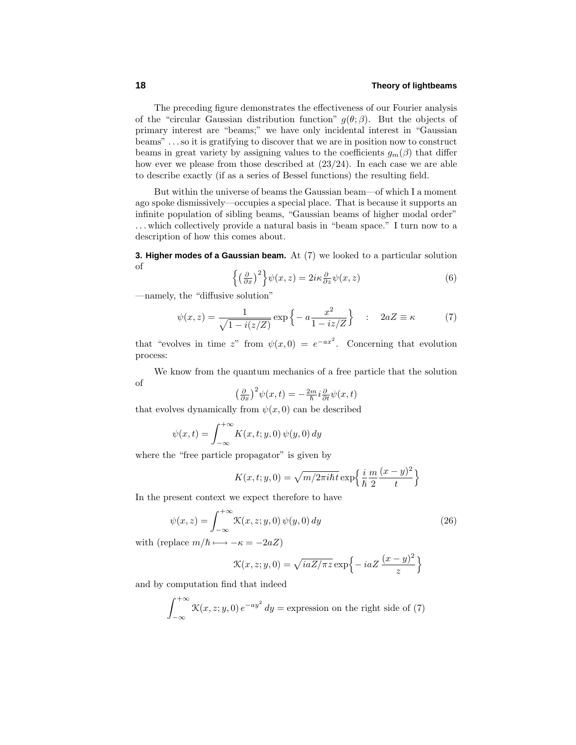The preceding figure demonstrates the effectiveness of our Fourier analysis of the "circular Gaussian distribution function" $g(\theta;\beta)$. But the objects of primary interest are "beams;" we have only incidental interest in "Gaussian beams" ... so it is gratifying to discover that we are in position now to construct beams in great variety by assigning values to the coefficients $g_m(\beta)$ that differ how ever we please from those described at (23/24). In each case we are able to describe exactly (if as a series of Bessel functions) the resulting field.

But within the universe of beams the Gaussian beam—of which I a moment ago spoke dismissively—occupies a special place. That is because it supports an infinite population of sibling beams, "Gaussian beams of higher modal order" ... which collectively provide a natural basis in "beam space." I turn now to a description of how this comes about.

**3. Higher modes of a Gaussian beam.** At (7) we looked to a particular solution of

$$\Big\{\big(\tfrac{\partial}{\partial x}\big)^2\Big\}\psi(x,z) = 2i\kappa\tfrac{\partial}{\partial z}\psi(x,z) \tag{6}$$

—namely, the "diffusive solution"

$$\psi(x,z) = \frac{1}{\sqrt{1-i(z/Z)}}\exp\Big\{-a\frac{x^2}{1-iz/Z}\Big\} \quad : \quad 2aZ \equiv \kappa \tag{7}$$

that "evolves in time $z$" from $\psi(x,0) = e^{-ax^2}$. Concerning that evolution process:

We know from the quantum mechanics of a free particle that the solution of

$$\big(\tfrac{\partial}{\partial x}\big)^2\psi(x,t) = -\tfrac{2m}{\hbar}i\tfrac{\partial}{\partial t}\psi(x,t)$$

that evolves dynamically from $\psi(x,0)$ can be described

$$\psi(x,t) = \int_{-\infty}^{+\infty} K(x,t;y,0)\,\psi(y,0)\,dy$$

where the "free particle propagator" is given by

$$K(x,t;y,0) = \sqrt{m/2\pi i\hbar t}\,\exp\Big\{\frac{i}{\hbar}\frac{m}{2}\frac{(x-y)^2}{t}\Big\}$$

In the present context we expect therefore to have

$$\psi(x,z) = \int_{-\infty}^{+\infty} \mathcal{K}(x,z;y,0)\,\psi(y,0)\,dy \tag{26}$$

with (replace $m/\hbar \longmapsto -\kappa = -2aZ$)

$$\mathcal{K}(x,z;y,0) = \sqrt{iaZ/\pi z}\,\exp\Big\{-iaZ\,\frac{(x-y)^2}{z}\Big\}$$

and by computation find that indeed

$$\int_{-\infty}^{+\infty} \mathcal{K}(x,z;y,0)\,e^{-ay^2}\,dy = \text{expression on the right side of (7)}$$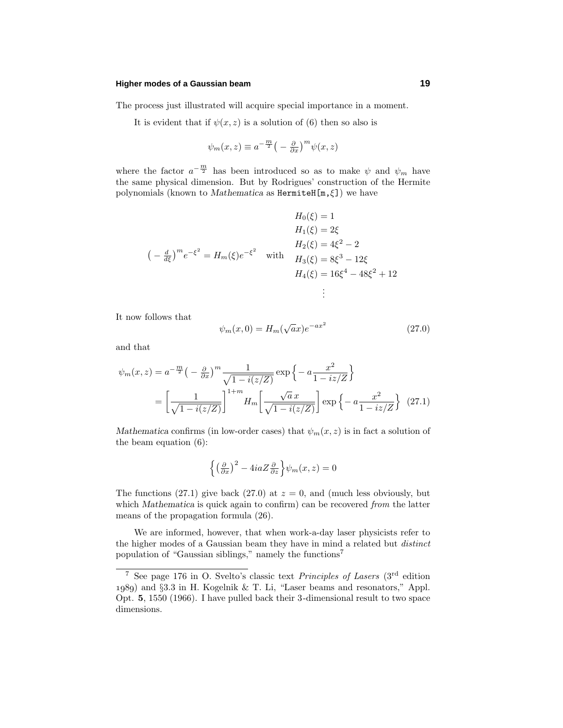The process just illustrated will acquire special importance in a moment.

It is evident that if $\psi(x,z)$ is a solution of (6) then so also is

$$\psi_m(x,z) \equiv a^{-\frac{m}{2}}\big(-\tfrac{\partial}{\partial x}\big)^m \psi(x,z)$$

where the factor $a^{-\frac{m}{2}}$ has been introduced so as to make $\psi$ and $\psi_m$ have the same physical dimension. But by Rodrigues' construction of the Hermite polynomials (known to *Mathematica* as `HermiteH[m,ξ]`) we have

$$\big(-\tfrac{d}{d\xi}\big)^m e^{-\xi^2} = H_m(\xi)e^{-\xi^2} \quad \text{with} \quad \begin{aligned} H_0(\xi) &= 1\\ H_1(\xi) &= 2\xi\\ H_2(\xi) &= 4\xi^2 - 2\\ H_3(\xi) &= 8\xi^3 - 12\xi\\ H_4(\xi) &= 16\xi^4 - 48\xi^2 + 12\\ &\ \vdots \end{aligned}$$

It now follows that

$$\psi_m(x,0) = H_m(\sqrt{a}x)e^{-ax^2} \tag{27.0}$$

and that

$$\begin{aligned}\psi_m(x,z) &= a^{-\frac{m}{2}}\big(-\tfrac{\partial}{\partial x}\big)^m \frac{1}{\sqrt{1-i(z/Z)}}\exp\Big\{-a\frac{x^2}{1-iz/Z}\Big\}\\ &= \bigg[\frac{1}{\sqrt{1-i(z/Z)}}\bigg]^{1+m} H_m\bigg[\frac{\sqrt{a}\,x}{\sqrt{1-i(z/Z)}}\bigg]\exp\Big\{-a\frac{x^2}{1-iz/Z}\Big\}\end{aligned} \tag{27.1}$$

*Mathematica* confirms (in low-order cases) that $\psi_m(x,z)$ is in fact a solution of the beam equation (6):

$$\Big\{\big(\tfrac{\partial}{\partial x}\big)^2 - 4iaZ\tfrac{\partial}{\partial z}\Big\}\psi_m(x,z) = 0$$

The functions (27.1) give back (27.0) at $z = 0$, and (much less obviously, but which *Mathematica* is quick again to confirm) can be recovered *from* the latter means of the propagation formula (26).

We are informed, however, that when work-a-day laser physicists refer to the higher modes of a Gaussian beam they have in mind a related but *distinct* population of "Gaussian siblings," namely the functions[7]

[7] See page 176 in O. Svelto's classic text *Principles of Lasers* (3rd edition 1989) and §3.3 in H. Kogelnik & T. Li, "Laser beams and resonators," Appl. Opt. **5**, 1550 (1966). I have pulled back their 3-dimensional result to two space dimensions.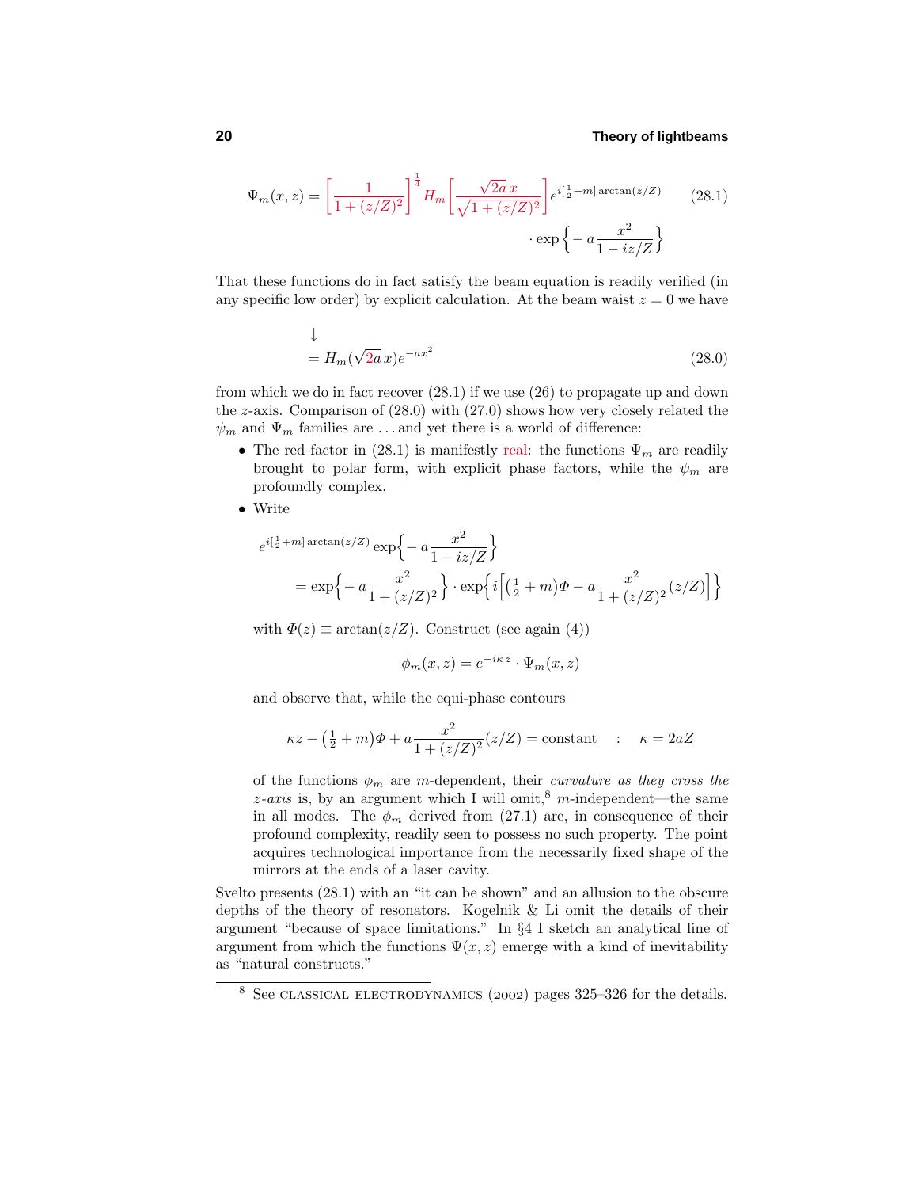$$\Psi_m(x,z) = \left[\frac{1}{1+(z/Z)^2}\right]^{\frac{1}{4}} H_m\left[\frac{\sqrt{2a}\,x}{\sqrt{1+(z/Z)^2}}\right] e^{i[\frac{1}{2}+m]\arctan(z/Z)} \cdot \exp\left\{-a\frac{x^2}{1-iz/Z}\right\} \tag{28.1}$$

That these functions do in fact satisfy the beam equation is readily verified (in any specific low order) by explicit calculation. At the beam waist $z = 0$ we have

$$\downarrow$$
$$= H_m(\sqrt{2a}\,x)e^{-ax^2} \tag{28.0}$$

from which we do in fact recover (28.1) if we use (26) to propagate up and down the $z$-axis. Comparison of (28.0) with (27.0) shows how very closely related the $\psi_m$ and $\Psi_m$ families are ... and yet there is a world of difference:

- The red factor in (28.1) is manifestly real: the functions $\Psi_m$ are readily brought to polar form, with explicit phase factors, while the $\psi_m$ are profoundly complex.
- Write

  $$e^{i[\frac{1}{2}+m]\arctan(z/Z)}\exp\left\{-a\frac{x^2}{1-iz/Z}\right\}$$
  $$= \exp\left\{-a\frac{x^2}{1+(z/Z)^2}\right\}\cdot\exp\left\{i\left[\left(\tfrac{1}{2}+m\right)\Phi - a\frac{x^2}{1+(z/Z)^2}(z/Z)\right]\right\}$$

  with $\Phi(z) \equiv \arctan(z/Z)$. Construct (see again (4))

  $$\phi_m(x,z) = e^{-i\kappa z}\cdot\Psi_m(x,z)$$

  and observe that, while the equi-phase contours

  $$\kappa z - \left(\tfrac{1}{2}+m\right)\Phi + a\frac{x^2}{1+(z/Z)^2}(z/Z) = \text{constant} \quad : \quad \kappa = 2aZ$$

  of the functions $\phi_m$ are $m$-dependent, their *curvature as they cross the $z$-axis* is, by an argument which I will omit,[8] $m$-independent—the same in all modes. The $\phi_m$ derived from (27.1) are, in consequence of their profound complexity, readily seen to possess no such property. The point acquires technological importance from the necessarily fixed shape of the mirrors at the ends of a laser cavity.

Svelto presents (28.1) with an "it can be shown" and an allusion to the obscure depths of the theory of resonators. Kogelnik & Li omit the details of their argument "because of space limitations." In §4 I sketch an analytical line of argument from which the functions $\Psi(x,z)$ emerge with a kind of inevitability as "natural constructs."

---

[8] See CLASSICAL ELECTRODYNAMICS (2002) pages 325–326 for the details.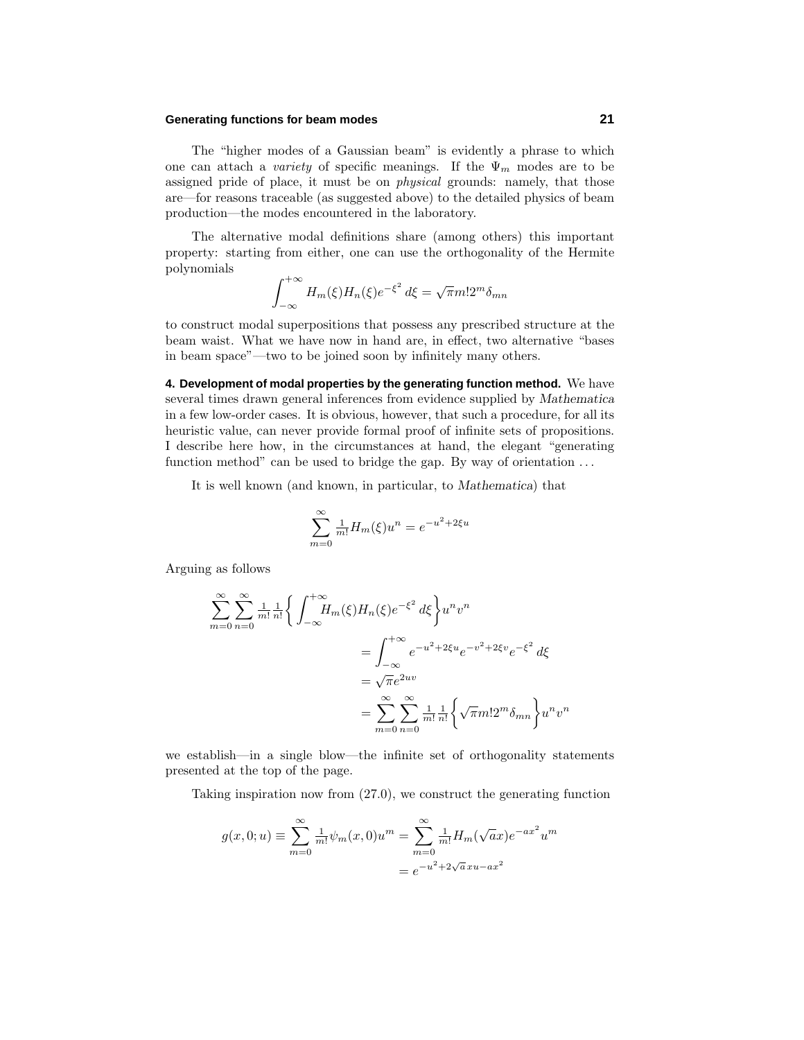The "higher modes of a Gaussian beam" is evidently a phrase to which one can attach a *variety* of specific meanings. If the $\Psi_m$ modes are to be assigned pride of place, it must be on *physical* grounds: namely, that those are—for reasons traceable (as suggested above) to the detailed physics of beam production—the modes encountered in the laboratory.

The alternative modal definitions share (among others) this important property: starting from either, one can use the orthogonality of the Hermite polynomials

$$\int_{-\infty}^{+\infty} H_m(\xi)H_n(\xi)e^{-\xi^2}\,d\xi = \sqrt{\pi}m!2^m\delta_{mn}$$

to construct modal superpositions that possess any prescribed structure at the beam waist. What we have now in hand are, in effect, two alternative "bases in beam space"—two to be joined soon by infinitely many others.

**4. Development of modal properties by the generating function method.** We have several times drawn general inferences from evidence supplied by *Mathematica* in a few low-order cases. It is obvious, however, that such a procedure, for all its heuristic value, can never provide formal proof of infinite sets of propositions. I describe here how, in the circumstances at hand, the elegant "generating function method" can be used to bridge the gap. By way of orientation . . .

It is well known (and known, in particular, to *Mathematica*) that

$$\sum_{m=0}^{\infty} \tfrac{1}{m!}H_m(\xi)u^n = e^{-u^2+2\xi u}$$

Arguing as follows

$$\begin{aligned}
\sum_{m=0}^{\infty}\sum_{n=0}^{\infty} \tfrac{1}{m!}\tfrac{1}{n!}\bigg\{\int_{-\infty}^{+\infty} H_m(\xi)H_n(\xi)e^{-\xi^2}\,d\xi\bigg\}u^n v^n &\\
&= \int_{-\infty}^{+\infty} e^{-u^2+2\xi u}e^{-v^2+2\xi v}e^{-\xi^2}\,d\xi\\
&= \sqrt{\pi}e^{2uv}\\
&= \sum_{m=0}^{\infty}\sum_{n=0}^{\infty} \tfrac{1}{m!}\tfrac{1}{n!}\bigg\{\sqrt{\pi}m!2^m\delta_{mn}\bigg\}u^n v^n
\end{aligned}$$

we establish—in a single blow—the infinite set of orthogonality statements presented at the top of the page.

Taking inspiration now from (27.0), we construct the generating function

$$\begin{aligned}
g(x,0;u) \equiv \sum_{m=0}^{\infty} \tfrac{1}{m!}\psi_m(x,0)u^m &= \sum_{m=0}^{\infty} \tfrac{1}{m!}H_m(\sqrt{a}x)e^{-ax^2}u^m\\
&= e^{-u^2+2\sqrt{a}\,xu-ax^2}
\end{aligned}$$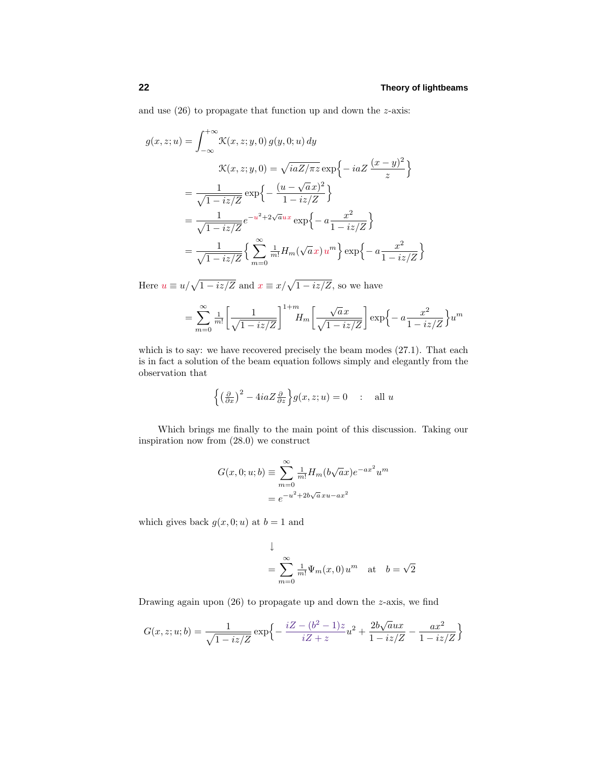and use (26) to propagate that function up and down the $z$-axis:

$$
\begin{aligned}
g(x,z;u) &= \int_{-\infty}^{+\infty} \mathcal{K}(x,z;y,0)\,g(y,0;u)\,dy \\
&\qquad \mathcal{K}(x,z;y,0) = \sqrt{iaZ/\pi z}\,\exp\Big\{-iaZ\,\frac{(x-y)^2}{z}\Big\} \\
&= \frac{1}{\sqrt{1-iz/Z}}\exp\Big\{-\frac{(u-\sqrt{a}\,x)^2}{1-iz/Z}\Big\} \\
&= \frac{1}{\sqrt{1-iz/Z}}e^{-\mathsf{u}^2+2\sqrt{a}\,\mathsf{u}\mathsf{x}}\exp\Big\{-a\frac{x^2}{1-iz/Z}\Big\} \\
&= \frac{1}{\sqrt{1-iz/Z}}\Big\{\sum_{m=0}^{\infty}\tfrac{1}{m!}H_m(\sqrt{a}\,\mathsf{x})\,\mathsf{u}^m\Big\}\exp\Big\{-a\frac{x^2}{1-iz/Z}\Big\}
\end{aligned}
$$

Here $\mathsf{u} \equiv u/\sqrt{1-iz/Z}$ and $\mathsf{x} \equiv x/\sqrt{1-iz/Z}$, so we have

$$
= \sum_{m=0}^{\infty}\tfrac{1}{m!}\left[\frac{1}{\sqrt{1-iz/Z}}\right]^{1+m} H_m\left[\frac{\sqrt{a}\,x}{\sqrt{1-iz/Z}}\right]\exp\Big\{-a\frac{x^2}{1-iz/Z}\Big\}u^m
$$

which is to say: we have recovered precisely the beam modes (27.1). That each is in fact a solution of the beam equation follows simply and elegantly from the observation that

$$
\Big\{\big(\tfrac{\partial}{\partial x}\big)^2 - 4iaZ\tfrac{\partial}{\partial z}\Big\}g(x,z;u) = 0 \quad : \quad \text{all } u
$$

Which brings me finally to the main point of this discussion. Taking our inspiration now from (28.0) we construct

$$
\begin{aligned}
G(x,0;u;b) &\equiv \sum_{m=0}^{\infty}\tfrac{1}{m!}H_m(b\sqrt{a}x)e^{-ax^2}u^m \\
&= e^{-u^2+2b\sqrt{a}\,xu-ax^2}
\end{aligned}
$$

which gives back $g(x,0;u)$ at $b=1$ and

$$
\begin{aligned}
&\downarrow \\
&= \sum_{m=0}^{\infty}\tfrac{1}{m!}\Psi_m(x,0)\,u^m \quad \text{at} \quad b=\sqrt{2}
\end{aligned}
$$

Drawing again upon (26) to propagate up and down the $z$-axis, we find

$$
G(x,z;u;b) = \frac{1}{\sqrt{1-iz/Z}}\exp\Big\{-\frac{iZ-(b^2-1)z}{iZ+z}u^2 + \frac{2b\sqrt{a}ux}{1-iz/Z} - \frac{ax^2}{1-iz/Z}\Big\}
$$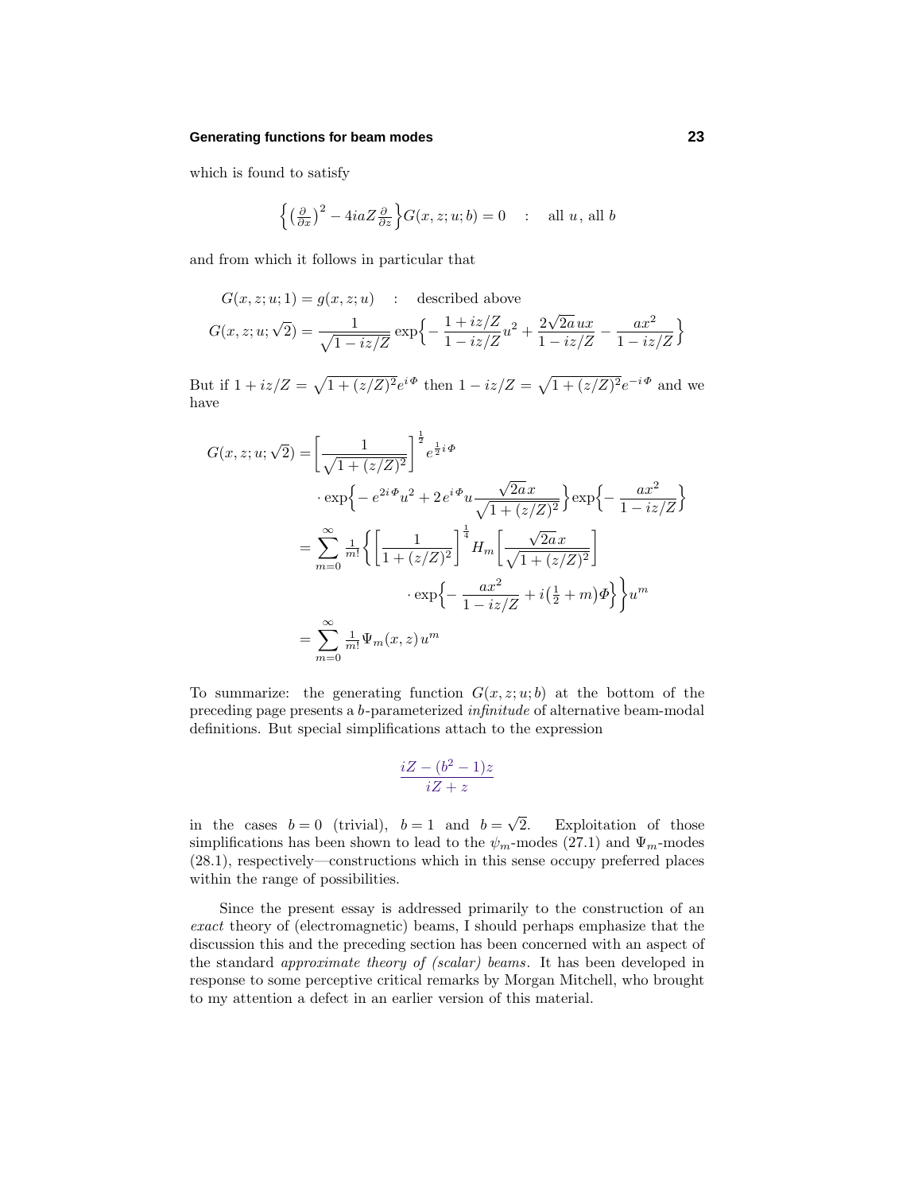which is found to satisfy

$$\Big\{\big(\tfrac{\partial}{\partial x}\big)^2 - 4iaZ\tfrac{\partial}{\partial z}\Big\}G(x,z;u;b) = 0 \quad : \quad \text{all } u\text{, all } b$$

and from which it follows in particular that

$$\begin{aligned}
G(x,z;u;1) &= g(x,z;u) \quad : \quad \text{described above}\\
G(x,z;u;\sqrt{2}) &= \frac{1}{\sqrt{1-iz/Z}}\exp\Big\{-\frac{1+iz/Z}{1-iz/Z}u^2 + \frac{2\sqrt{2a}\,ux}{1-iz/Z} - \frac{ax^2}{1-iz/Z}\Big\}
\end{aligned}$$

But if $1+iz/Z = \sqrt{1+(z/Z)^2}e^{i\Phi}$ then $1-iz/Z = \sqrt{1+(z/Z)^2}e^{-i\Phi}$ and we have

$$\begin{aligned}
G(x,z;u;\sqrt{2}) &= \bigg[\frac{1}{\sqrt{1+(z/Z)^2}}\bigg]^{\frac{1}{2}} e^{\frac{1}{2}i\Phi}\\
&\quad\cdot \exp\Big\{-e^{2i\Phi}u^2 + 2\,e^{i\Phi}u\frac{\sqrt{2a}\,x}{\sqrt{1+(z/Z)^2}}\Big\}\exp\Big\{-\frac{ax^2}{1-iz/Z}\Big\}\\
&= \sum_{m=0}^{\infty}\tfrac{1}{m!}\bigg\{\bigg[\frac{1}{1+(z/Z)^2}\bigg]^{\frac{1}{4}} H_m\bigg[\frac{\sqrt{2a}\,x}{\sqrt{1+(z/Z)^2}}\bigg]\\
&\qquad\qquad \cdot\exp\Big\{-\frac{ax^2}{1-iz/Z} + i\big(\tfrac{1}{2}+m\big)\Phi\Big\}\bigg\}u^m\\
&= \sum_{m=0}^{\infty}\tfrac{1}{m!}\Psi_m(x,z)\,u^m
\end{aligned}$$

To summarize: the generating function $G(x,z;u;b)$ at the bottom of the preceding page presents a $b$-parameterized *infinitude* of alternative beam-modal definitions. But special simplifications attach to the expression

$$\frac{iZ-(b^2-1)z}{iZ+z}$$

in the cases $b=0$ (trivial), $b=1$ and $b=\sqrt{2}$. Exploitation of those simplifications has been shown to lead to the $\psi_m$-modes (27.1) and $\Psi_m$-modes (28.1), respectively—constructions which in this sense occupy preferred places within the range of possibilities.

Since the present essay is addressed primarily to the construction of an *exact* theory of (electromagnetic) beams, I should perhaps emphasize that the discussion this and the preceding section has been concerned with an aspect of the standard *approximate theory of (scalar) beams*. It has been developed in response to some perceptive critical remarks by Morgan Mitchell, who brought to my attention a defect in an earlier version of this material.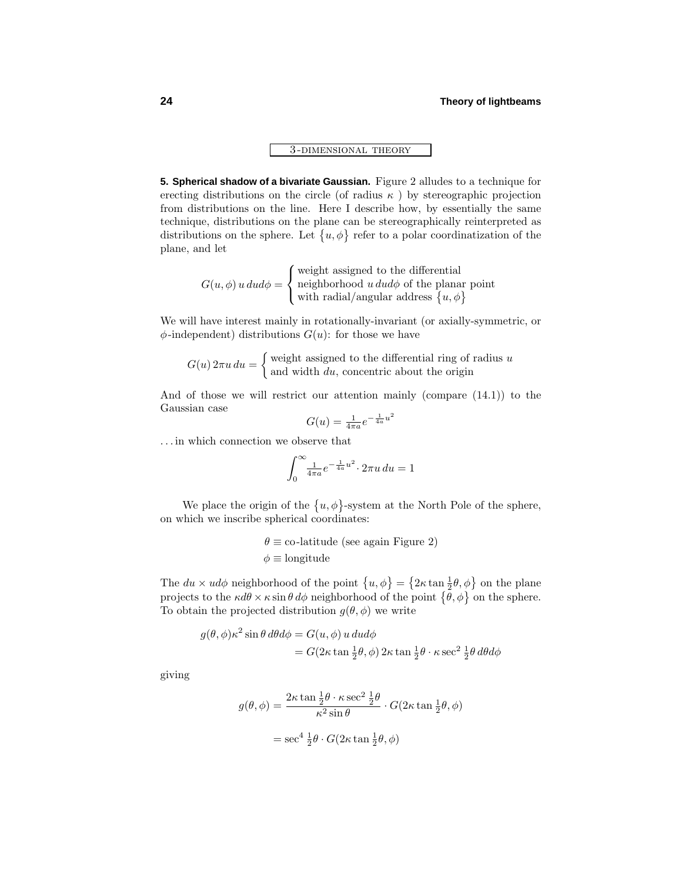3-DIMENSIONAL THEORY

**5. Spherical shadow of a bivariate Gaussian.** Figure 2 alludes to a technique for erecting distributions on the circle (of radius $\kappa$ ) by stereographic projection from distributions on the line. Here I describe how, by essentially the same technique, distributions on the plane can be stereographically reinterpreted as distributions on the sphere. Let $\{u, \phi\}$ refer to a polar coordinatization of the plane, and let

$$G(u,\phi)\,u\,dud\phi = \begin{cases} \text{weight assigned to the differential} \\ \text{neighborhood } u\,dud\phi \text{ of the planar point} \\ \text{with radial/angular address } \{u,\phi\} \end{cases}$$

We will have interest mainly in rotationally-invariant (or axially-symmetric, or $\phi$-independent) distributions $G(u)$: for those we have

$$G(u)\,2\pi u\,du = \begin{cases} \text{weight assigned to the differential ring of radius } u \\ \text{and width } du, \text{ concentric about the origin} \end{cases}$$

And of those we will restrict our attention mainly (compare (14.1)) to the Gaussian case

$$G(u) = \tfrac{1}{4\pi a} e^{-\frac{1}{4a}u^2}$$

. . . in which connection we observe that

$$\int_0^\infty \tfrac{1}{4\pi a} e^{-\frac{1}{4a}u^2} \cdot 2\pi u\,du = 1$$

We place the origin of the $\{u, \phi\}$-system at the North Pole of the sphere, on which we inscribe spherical coordinates:

$$\begin{aligned} \theta &\equiv \text{co-latitude (see again Figure 2)} \\ \phi &\equiv \text{longitude} \end{aligned}$$

The $du \times ud\phi$ neighborhood of the point $\{u, \phi\} = \{2\kappa \tan \frac{1}{2}\theta, \phi\}$ on the plane projects to the $\kappa d\theta \times \kappa \sin\theta\, d\phi$ neighborhood of the point $\{\theta, \phi\}$ on the sphere. To obtain the projected distribution $g(\theta, \phi)$ we write

$$\begin{aligned} g(\theta,\phi)\kappa^2 \sin\theta\, d\theta d\phi &= G(u,\phi)\,u\,dud\phi \\ &= G(2\kappa\tan\tfrac{1}{2}\theta,\phi)\,2\kappa\tan\tfrac{1}{2}\theta \cdot \kappa\sec^2\tfrac{1}{2}\theta\, d\theta d\phi \end{aligned}$$

giving

$$\begin{aligned} g(\theta,\phi) &= \frac{2\kappa\tan\frac{1}{2}\theta \cdot \kappa\sec^2\frac{1}{2}\theta}{\kappa^2\sin\theta} \cdot G(2\kappa\tan\tfrac{1}{2}\theta,\phi) \\ &= \sec^4\tfrac{1}{2}\theta \cdot G(2\kappa\tan\tfrac{1}{2}\theta,\phi) \end{aligned}$$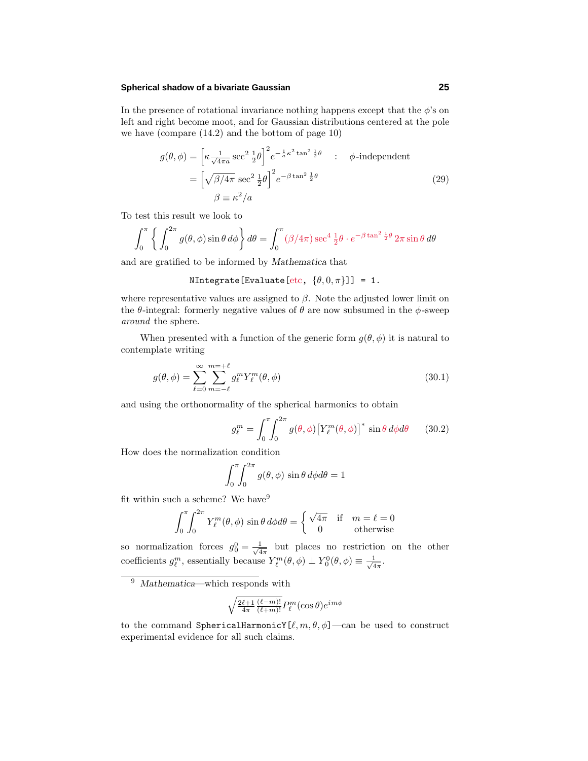In the presence of rotational invariance nothing happens except that the $\phi$'s on left and right become moot, and for Gaussian distributions centered at the pole we have (compare (14.2) and the bottom of page 10)

$$
\begin{aligned}
g(\theta,\phi) &= \Big[\kappa \tfrac{1}{\sqrt{4\pi a}} \sec^2 \tfrac{1}{2}\theta\Big]^2 e^{-\frac{1}{a}\kappa^2 \tan^2 \frac{1}{2}\theta} \quad : \quad \phi\text{-independent} \\
&= \Big[\sqrt{\beta/4\pi}\, \sec^2 \tfrac{1}{2}\theta\Big]^2 e^{-\beta \tan^2 \frac{1}{2}\theta} \\
&\qquad \beta \equiv \kappa^2/a
\end{aligned}
\tag{29}
$$

To test this result we look to

$$
\int_0^\pi \bigg\{ \int_0^{2\pi} g(\theta,\phi) \sin\theta \, d\phi \bigg\} d\theta = \int_0^\pi (\beta/4\pi) \sec^4 \tfrac{1}{2}\theta \cdot e^{-\beta \tan^2 \frac{1}{2}\theta}\, 2\pi \sin\theta \, d\theta
$$

and are gratified to be informed by *Mathematica* that

```
NIntegrate[Evaluate[etc, {θ,0,π}]] = 1.
```

where representative values are assigned to $\beta$. Note the adjusted lower limit on the $\theta$-integral: formerly negative values of $\theta$ are now subsumed in the $\phi$-sweep *around* the sphere.

When presented with a function of the generic form $g(\theta,\phi)$ it is natural to contemplate writing

$$
g(\theta,\phi) = \sum_{\ell=0}^{\infty} \sum_{m=-\ell}^{m=+\ell} g_\ell^m Y_\ell^m(\theta,\phi)
\tag{30.1}
$$

and using the orthonormality of the spherical harmonics to obtain

$$
g_\ell^m = \int_0^\pi \int_0^{2\pi} g(\theta,\phi) \big[Y_\ell^m(\theta,\phi)\big]^* \sin\theta \, d\phi d\theta
\tag{30.2}
$$

How does the normalization condition

$$
\int_0^\pi \int_0^{2\pi} g(\theta,\phi) \, \sin\theta \, d\phi d\theta = 1
$$

fit within such a scheme? We have[9]

$$
\int_0^\pi \int_0^{2\pi} Y_\ell^m(\theta,\phi) \, \sin\theta \, d\phi d\theta = \begin{cases} \sqrt{4\pi} & \text{if} \quad m=\ell=0 \\ 0 & \quad\text{otherwise} \end{cases}
$$

so normalization forces $g_0^0 = \frac{1}{\sqrt{4\pi}}$ but places no restriction on the other coefficients $g_\ell^m$, essentially because $Y_\ell^m(\theta,\phi) \perp Y_0^0(\theta,\phi) \equiv \frac{1}{\sqrt{4\pi}}$.

---

[9] *Mathematica*—which responds with

$$
\sqrt{\tfrac{2\ell+1}{4\pi} \tfrac{(\ell-m)!}{(\ell+m)!}}\, P_\ell^m(\cos\theta) e^{im\phi}
$$

to the command SphericalHarmonicY[$\ell, m, \theta, \phi$]—can be used to construct experimental evidence for all such claims.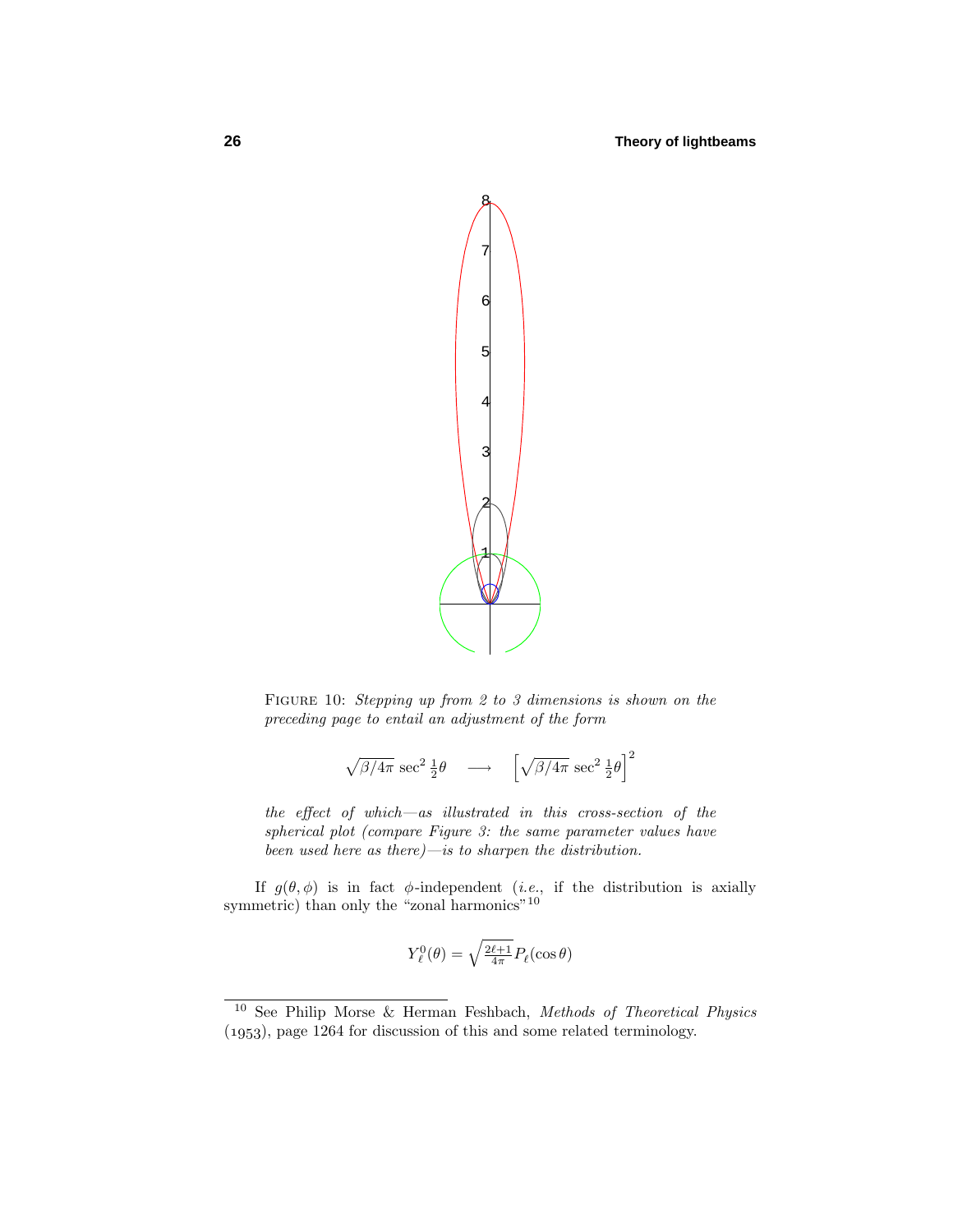FIGURE 10: *Stepping up from 2 to 3 dimensions is shown on the preceding page to entail an adjustment of the form*

$$\sqrt{\beta/4\pi}\,\sec^2\tfrac{1}{2}\theta \quad\longrightarrow\quad \Big[\sqrt{\beta/4\pi}\,\sec^2\tfrac{1}{2}\theta\Big]^2$$

*the effect of which—as illustrated in this cross-section of the spherical plot (compare Figure 3: the same parameter values have been used here as there)—is to sharpen the distribution.*

If $g(\theta,\phi)$ is in fact $\phi$-independent (*i.e.*, if the distribution is axially symmetric) than only the "zonal harmonics"[10]

$$Y_\ell^0(\theta) = \sqrt{\tfrac{2\ell+1}{4\pi}}\,P_\ell(\cos\theta)$$

---

[10] See Philip Morse & Herman Feshbach, *Methods of Theoretical Physics* (1953), page 1264 for discussion of this and some related terminology.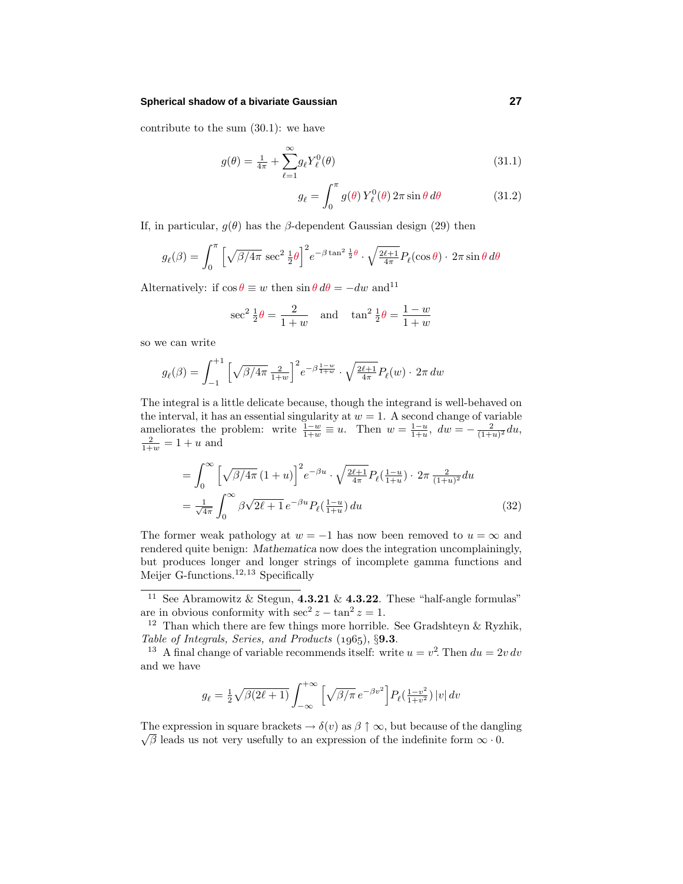contribute to the sum (30.1): we have

$$g(\theta) = \tfrac{1}{4\pi} + \sum_{\ell=1}^{\infty} g_\ell Y_\ell^0(\theta) \tag{31.1}$$

$$g_\ell = \int_0^\pi g(\theta)\, Y_\ell^0(\theta)\, 2\pi \sin\theta\, d\theta \tag{31.2}$$

If, in particular, $g(\theta)$ has the $\beta$-dependent Gaussian design (29) then

$$g_\ell(\beta) = \int_0^\pi \Big[\sqrt{\beta/4\pi}\, \sec^2 \tfrac{1}{2}\theta\Big]^2 e^{-\beta \tan^2 \frac{1}{2}\theta} \cdot \sqrt{\tfrac{2\ell+1}{4\pi}} P_\ell(\cos\theta) \cdot 2\pi \sin\theta\, d\theta$$

Alternatively: if $\cos\theta \equiv w$ then $\sin\theta\, d\theta = -dw$ and[11]

$$\sec^2 \tfrac{1}{2}\theta = \frac{2}{1+w} \quad \text{and} \quad \tan^2 \tfrac{1}{2}\theta = \frac{1-w}{1+w}$$

so we can write

$$g_\ell(\beta) = \int_{-1}^{+1} \Big[\sqrt{\beta/4\pi}\, \tfrac{2}{1+w}\Big]^2 e^{-\beta \frac{1-w}{1+w}} \cdot \sqrt{\tfrac{2\ell+1}{4\pi}} P_\ell(w) \cdot 2\pi\, dw$$

The integral is a little delicate because, though the integrand is well-behaved on the interval, it has an essential singularity at $w = 1$. A second change of variable ameliorates the problem: write $\frac{1-w}{1+w} \equiv u$. Then $w = \frac{1-u}{1+u}$, $dw = -\frac{2}{(1+u)^2} du$, $\frac{2}{1+w} = 1 + u$ and

$$\begin{aligned}
&= \int_0^\infty \Big[\sqrt{\beta/4\pi}\,(1+u)\Big]^2 e^{-\beta u} \cdot \sqrt{\tfrac{2\ell+1}{4\pi}} P_\ell(\tfrac{1-u}{1+u}) \cdot 2\pi\, \tfrac{2}{(1+u)^2} du \\
&= \tfrac{1}{\sqrt{4\pi}} \int_0^\infty \beta \sqrt{2\ell+1}\, e^{-\beta u} P_\ell(\tfrac{1-u}{1+u})\, du
\end{aligned} \tag{32}$$

The former weak pathology at $w = -1$ has now been removed to $u = \infty$ and rendered quite benign: *Mathematica* now does the integration uncomplainingly, but produces longer and longer strings of incomplete gamma functions and Meijer G-functions.[12,13] Specifically

---

[11] See Abramowitz & Stegun, **4.3.21** & **4.3.22**. These "half-angle formulas" are in obvious conformity with $\sec^2 z - \tan^2 z = 1$.

[12] Than which there are few things more horrible. See Gradshteyn & Ryzhik, *Table of Integrals, Series, and Products* (1965), §**9.3**.

[13] A final change of variable recommends itself: write $u = v^2$. Then $du = 2v\, dv$ and we have

$$g_\ell = \tfrac{1}{2}\sqrt{\beta(2\ell+1)} \int_{-\infty}^{+\infty} \Big[\sqrt{\beta/\pi}\, e^{-\beta v^2}\Big] P_\ell(\tfrac{1-v^2}{1+v^2})\, |v|\, dv$$

The expression in square brackets $\rightarrow \delta(v)$ as $\beta \uparrow \infty$, but because of the dangling $\sqrt{\beta}$ leads us not very usefully to an expression of the indefinite form $\infty \cdot 0$.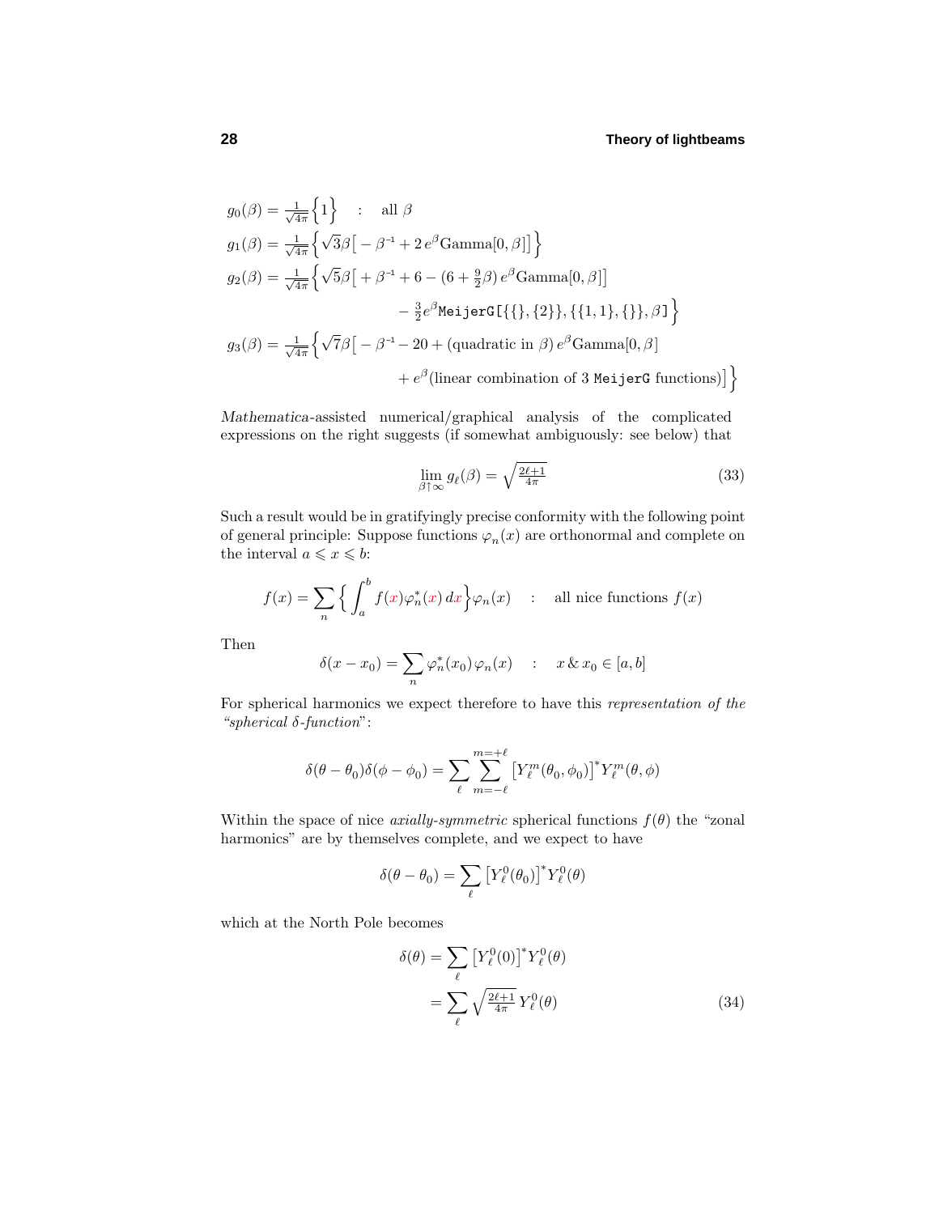$$
\begin{aligned}
g_0(\beta) &= \tfrac{1}{\sqrt{4\pi}}\Big\{1\Big\} \quad : \quad \text{all } \beta\\
g_1(\beta) &= \tfrac{1}{\sqrt{4\pi}}\Big\{\sqrt{3}\beta\big[-\beta^{-1} + 2\,e^{\beta}\text{Gamma}[0,\beta]\big]\Big\}\\
g_2(\beta) &= \tfrac{1}{\sqrt{4\pi}}\Big\{\sqrt{5}\beta\big[+\beta^{-1} + 6 - (6+\tfrac{9}{2}\beta)\,e^{\beta}\text{Gamma}[0,\beta]\big]\\
&\qquad\qquad - \tfrac{3}{2}e^{\beta}\texttt{MeijerG[\{\{\},\{2\}\},\{\{1,1\},\{\}\},}\beta\texttt{]}\Big\}\\
g_3(\beta) &= \tfrac{1}{\sqrt{4\pi}}\Big\{\sqrt{7}\beta\big[-\beta^{-1} - 20 + (\text{quadratic in }\beta)\,e^{\beta}\text{Gamma}[0,\beta]\\
&\qquad\qquad + e^{\beta}(\text{linear combination of 3 }\texttt{MeijerG}\text{ functions})\big]\Big\}
\end{aligned}
$$

*Mathematica*-assisted numerical/graphical analysis of the complicated expressions on the right suggests (if somewhat ambiguously: see below) that

$$
\lim_{\beta\uparrow\infty} g_\ell(\beta) = \sqrt{\tfrac{2\ell+1}{4\pi}} \tag{33}
$$

Such a result would be in gratifyingly precise conformity with the following point of general principle: Suppose functions $\varphi_n(x)$ are orthonormal and complete on the interval $a \leqslant x \leqslant b$:

$$
f(x) = \sum_n \Big\{\int_a^b f(x)\varphi_n^*(x)\,dx\Big\}\varphi_n(x) \quad : \quad \text{all nice functions } f(x)
$$

Then

$$
\delta(x - x_0) = \sum_n \varphi_n^*(x_0)\,\varphi_n(x) \quad : \quad x\,\&\,x_0 \in [a,b]
$$

For spherical harmonics we expect therefore to have this *representation of the "spherical δ-function"*:

$$
\delta(\theta-\theta_0)\delta(\phi-\phi_0) = \sum_\ell \sum_{m=-\ell}^{m=+\ell} \big[Y_\ell^m(\theta_0,\phi_0)\big]^* Y_\ell^m(\theta,\phi)
$$

Within the space of nice *axially-symmetric* spherical functions $f(\theta)$ the "zonal harmonics" are by themselves complete, and we expect to have

$$
\delta(\theta-\theta_0) = \sum_\ell \big[Y_\ell^0(\theta_0)\big]^* Y_\ell^0(\theta)
$$

which at the North Pole becomes

$$
\begin{aligned}
\delta(\theta) &= \sum_\ell \big[Y_\ell^0(0)\big]^* Y_\ell^0(\theta)\\
&= \sum_\ell \sqrt{\tfrac{2\ell+1}{4\pi}}\,Y_\ell^0(\theta)
\end{aligned} \tag{34}
$$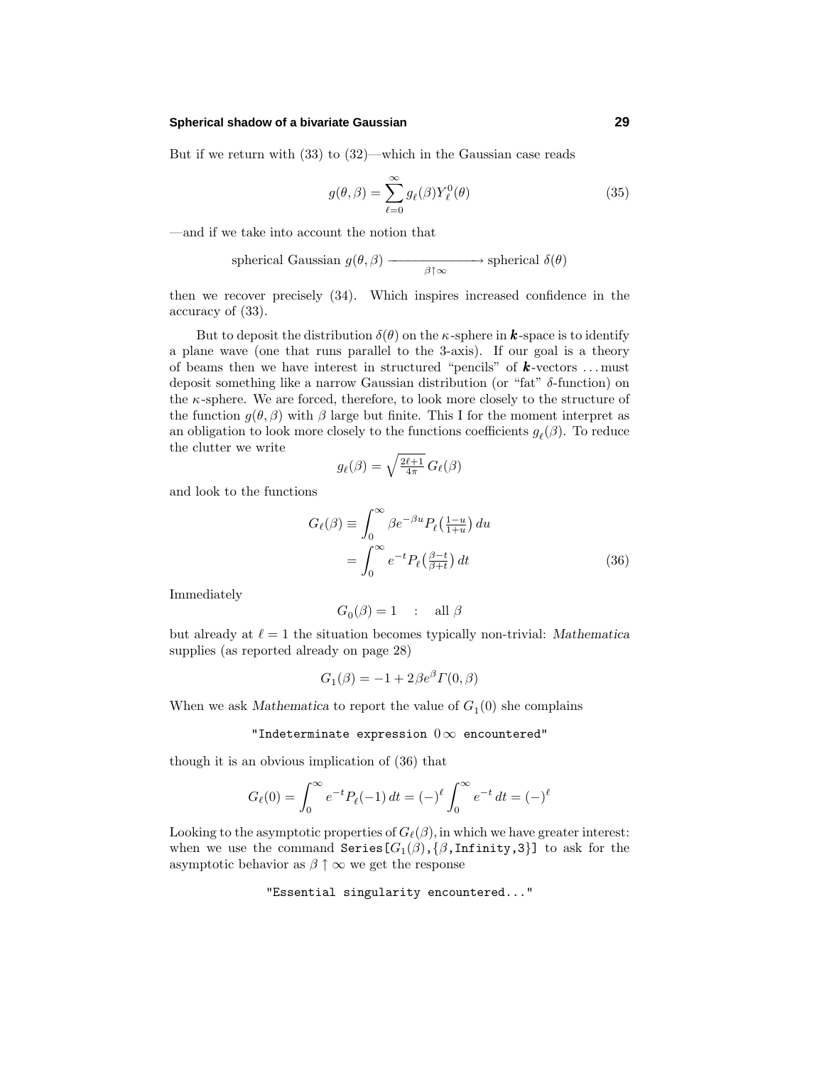But if we return with (33) to (32)—which in the Gaussian case reads

$$g(\theta,\beta) = \sum_{\ell=0}^{\infty} g_\ell(\beta) Y_\ell^0(\theta) \tag{35}$$

—and if we take into account the notion that

$$\text{spherical Gaussian } g(\theta,\beta) \xrightarrow[\beta\uparrow\infty]{} \text{spherical } \delta(\theta)$$

then we recover precisely (34). Which inspires increased confidence in the accuracy of (33).

But to deposit the distribution $\delta(\theta)$ on the $\kappa$-sphere in $\boldsymbol{k}$-space is to identify a plane wave (one that runs parallel to the 3-axis). If our goal is a theory of beams then we have interest in structured "pencils" of $\boldsymbol{k}$-vectors ...must deposit something like a narrow Gaussian distribution (or "fat" $\delta$-function) on the $\kappa$-sphere. We are forced, therefore, to look more closely to the structure of the function $g(\theta,\beta)$ with $\beta$ large but finite. This I for the moment interpret as an obligation to look more closely to the functions coefficients $g_\ell(\beta)$. To reduce the clutter we write

$$g_\ell(\beta) = \sqrt{\tfrac{2\ell+1}{4\pi}}\, G_\ell(\beta)$$

and look to the functions

$$\begin{aligned} G_\ell(\beta) &\equiv \int_0^\infty \beta e^{-\beta u} P_\ell\big(\tfrac{1-u}{1+u}\big)\, du \\ &= \int_0^\infty e^{-t} P_\ell\big(\tfrac{\beta-t}{\beta+t}\big)\, dt \end{aligned} \tag{36}$$

Immediately

$$G_0(\beta) = 1 \quad : \quad \text{all } \beta$$

but already at $\ell = 1$ the situation becomes typically non-trivial: *Mathematica* supplies (as reported already on page 28)

$$G_1(\beta) = -1 + 2\beta e^\beta \Gamma(0,\beta)$$

When we ask *Mathematica* to report the value of $G_1(0)$ she complains

```
"Indeterminate expression 0∞ encountered"
```

though it is an obvious implication of (36) that

$$G_\ell(0) = \int_0^\infty e^{-t} P_\ell(-1)\, dt = (-)^\ell \int_0^\infty e^{-t}\, dt = (-)^\ell$$

Looking to the asymptotic properties of $G_\ell(\beta)$, in which we have greater interest: when we use the command `Series[`$G_1(\beta)$`,{`$\beta$`,Infinity,3}]` to ask for the asymptotic behavior as $\beta \uparrow \infty$ we get the response

```
"Essential singularity encountered..."
```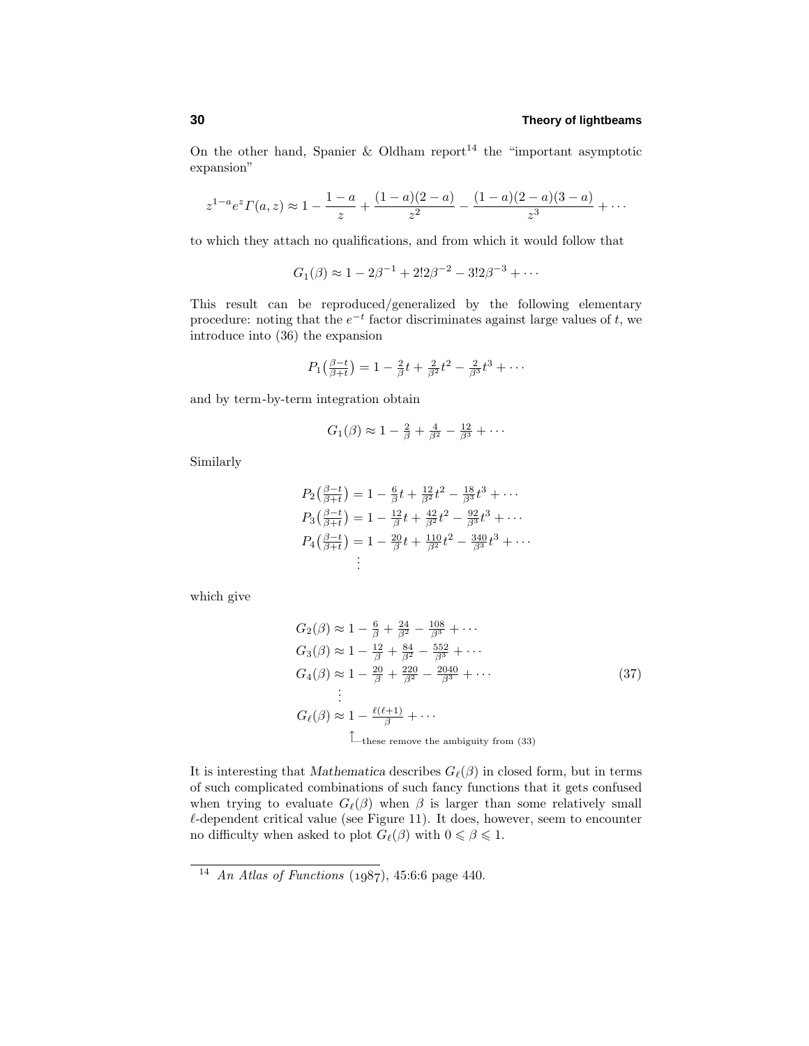On the other hand, Spanier & Oldham report[14] the "important asymptotic expansion"

$$z^{1-a}e^{z}\Gamma(a,z) \approx 1 - \frac{1-a}{z} + \frac{(1-a)(2-a)}{z^2} - \frac{(1-a)(2-a)(3-a)}{z^3} + \cdots$$

to which they attach no qualifications, and from which it would follow that

$$G_1(\beta) \approx 1 - 2\beta^{-1} + 2!2\beta^{-2} - 3!2\beta^{-3} + \cdots$$

This result can be reproduced/generalized by the following elementary procedure: noting that the $e^{-t}$ factor discriminates against large values of $t$, we introduce into (36) the expansion

$$P_1\big(\tfrac{\beta-t}{\beta+t}\big) = 1 - \tfrac{2}{\beta}t + \tfrac{2}{\beta^2}t^2 - \tfrac{2}{\beta^3}t^3 + \cdots$$

and by term-by-term integration obtain

$$G_1(\beta) \approx 1 - \tfrac{2}{\beta} + \tfrac{4}{\beta^2} - \tfrac{12}{\beta^3} + \cdots$$

Similarly

$$\begin{aligned}
P_2\big(\tfrac{\beta-t}{\beta+t}\big) &= 1 - \tfrac{6}{\beta}t + \tfrac{12}{\beta^2}t^2 - \tfrac{18}{\beta^3}t^3 + \cdots\\
P_3\big(\tfrac{\beta-t}{\beta+t}\big) &= 1 - \tfrac{12}{\beta}t + \tfrac{42}{\beta^2}t^2 - \tfrac{92}{\beta^3}t^3 + \cdots\\
P_4\big(\tfrac{\beta-t}{\beta+t}\big) &= 1 - \tfrac{20}{\beta}t + \tfrac{110}{\beta^2}t^2 - \tfrac{340}{\beta^3}t^3 + \cdots\\
&\;\;\vdots
\end{aligned}$$

which give

$$\begin{aligned}
G_2(\beta) &\approx 1 - \tfrac{6}{\beta} + \tfrac{24}{\beta^2} - \tfrac{108}{\beta^3} + \cdots\\
G_3(\beta) &\approx 1 - \tfrac{12}{\beta} + \tfrac{84}{\beta^2} - \tfrac{552}{\beta^3} + \cdots\\
G_4(\beta) &\approx 1 - \tfrac{20}{\beta} + \tfrac{220}{\beta^2} - \tfrac{2040}{\beta^3} + \cdots\\
&\;\;\vdots\\
G_\ell(\beta) &\approx 1 - \tfrac{\ell(\ell+1)}{\beta} + \cdots
\end{aligned} \tag{37}$$

$\uparrow$ these remove the ambiguity from (33)

It is interesting that *Mathematica* describes $G_\ell(\beta)$ in closed form, but in terms of such complicated combinations of such fancy functions that it gets confused when trying to evaluate $G_\ell(\beta)$ when $\beta$ is larger than some relatively small $\ell$-dependent critical value (see Figure 11). It does, however, seem to encounter no difficulty when asked to plot $G_\ell(\beta)$ with $0 \leqslant \beta \leqslant 1$.

---

[14] *An Atlas of Functions* (1987), 45:6:6 page 440.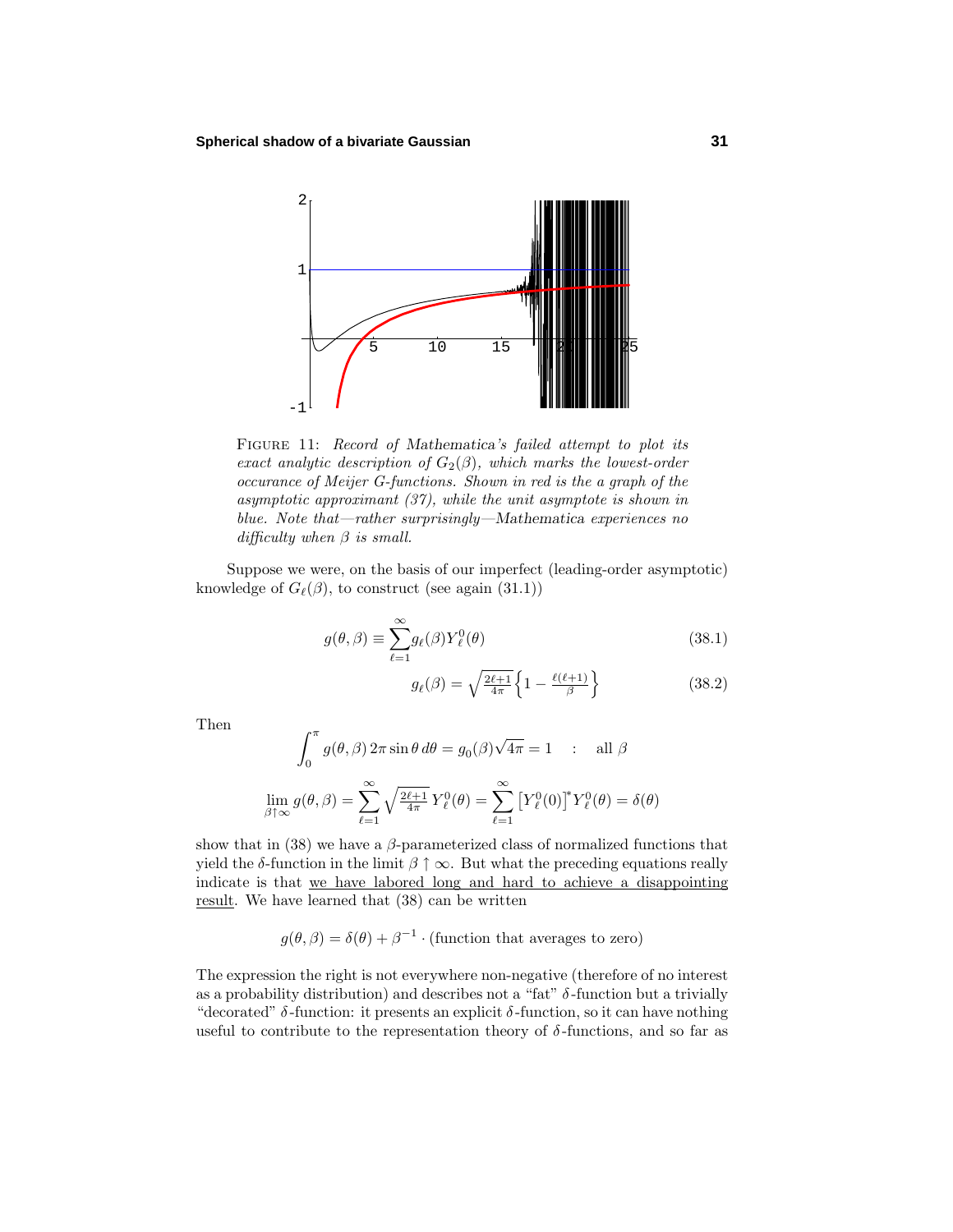FIGURE 11: *Record of Mathematica's failed attempt to plot its exact analytic description of $G_2(\beta)$, which marks the lowest-order occurance of Meijer G-functions. Shown in red is the a graph of the asymptotic approximant (37), while the unit asymptote is shown in blue. Note that—rather surprisingly—Mathematica experiences no difficulty when $\beta$ is small.*

Suppose we were, on the basis of our imperfect (leading-order asymptotic) knowledge of $G_\ell(\beta)$, to construct (see again (31.1))

$$g(\theta,\beta) \equiv \sum_{\ell=1}^{\infty} g_\ell(\beta) Y_\ell^0(\theta) \tag{38.1}$$

$$g_\ell(\beta) = \sqrt{\tfrac{2\ell+1}{4\pi}}\Big\{1 - \tfrac{\ell(\ell+1)}{\beta}\Big\} \tag{38.2}$$

Then

$$\int_0^\pi g(\theta,\beta)\, 2\pi \sin\theta\, d\theta = g_0(\beta)\sqrt{4\pi} = 1 \quad : \quad \text{all } \beta$$

$$\lim_{\beta\uparrow\infty} g(\theta,\beta) = \sum_{\ell=1}^{\infty} \sqrt{\tfrac{2\ell+1}{4\pi}}\, Y_\ell^0(\theta) = \sum_{\ell=1}^{\infty} \big[Y_\ell^0(0)\big]^* Y_\ell^0(\theta) = \delta(\theta)$$

show that in (38) we have a $\beta$-parameterized class of normalized functions that yield the $\delta$-function in the limit $\beta \uparrow \infty$. But what the preceding equations really indicate is that <u>we have labored long and hard to achieve a disappointing result</u>. We have learned that (38) can be written

$$g(\theta,\beta) = \delta(\theta) + \beta^{-1}\cdot(\text{function that averages to zero})$$

The expression the right is not everywhere non-negative (therefore of no interest as a probability distribution) and describes not a "fat" $\delta$-function but a trivially "decorated" $\delta$-function: it presents an explicit $\delta$-function, so it can have nothing useful to contribute to the representation theory of $\delta$-functions, and so far as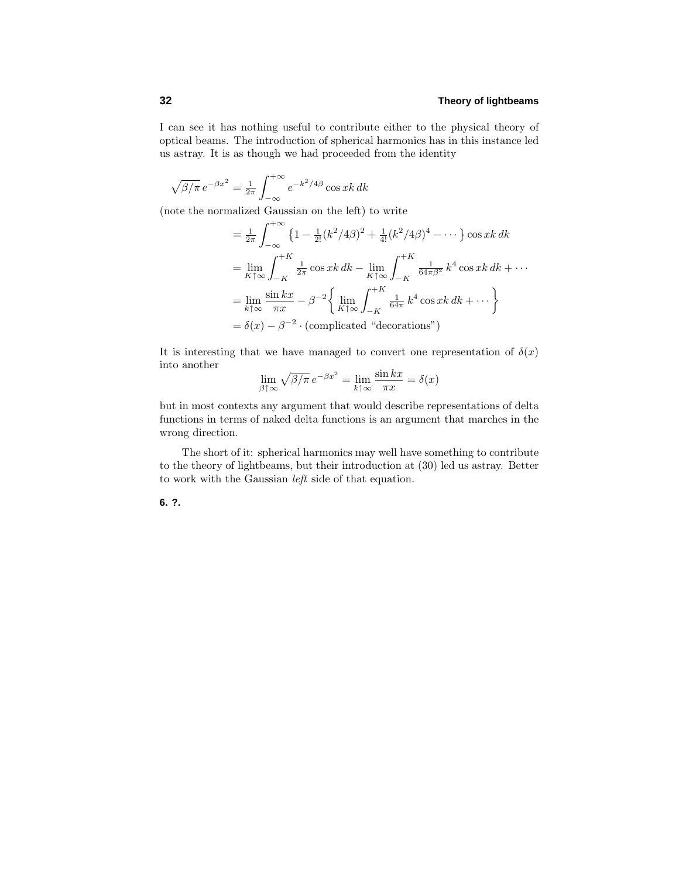I can see it has nothing useful to contribute either to the physical theory of optical beams. The introduction of spherical harmonics has in this instance led us astray. It is as though we had proceeded from the identity

$$\sqrt{\beta/\pi}\, e^{-\beta x^2} = \tfrac{1}{2\pi}\int_{-\infty}^{+\infty} e^{-k^2/4\beta}\cos xk\, dk$$

(note the normalized Gaussian on the left) to write

$$\begin{aligned}
&= \tfrac{1}{2\pi}\int_{-\infty}^{+\infty}\left\{1 - \tfrac{1}{2!}(k^2/4\beta)^2 + \tfrac{1}{4!}(k^2/4\beta)^4 - \cdots\right\}\cos xk\, dk\\
&= \lim_{K\uparrow\infty}\int_{-K}^{+K}\tfrac{1}{2\pi}\cos xk\, dk - \lim_{K\uparrow\infty}\int_{-K}^{+K}\tfrac{1}{64\pi\beta^2}\, k^4\cos xk\, dk + \cdots\\
&= \lim_{k\uparrow\infty}\frac{\sin kx}{\pi x} - \beta^{-2}\left\{\lim_{K\uparrow\infty}\int_{-K}^{+K}\tfrac{1}{64\pi}\, k^4 \cos xk\, dk + \cdots\right\}\\
&= \delta(x) - \beta^{-2}\cdot(\text{complicated “decorations”})
\end{aligned}$$

It is interesting that we have managed to convert one representation of $\delta(x)$ into another

$$\lim_{\beta\uparrow\infty}\sqrt{\beta/\pi}\, e^{-\beta x^2} = \lim_{k\uparrow\infty}\frac{\sin kx}{\pi x} = \delta(x)$$

but in most contexts any argument that would describe representations of delta functions in terms of naked delta functions is an argument that marches in the wrong direction.

The short of it: spherical harmonics may well have something to contribute to the theory of lightbeams, but their introduction at (30) led us astray. Better to work with the Gaussian *left* side of that equation.

**6. ?.**